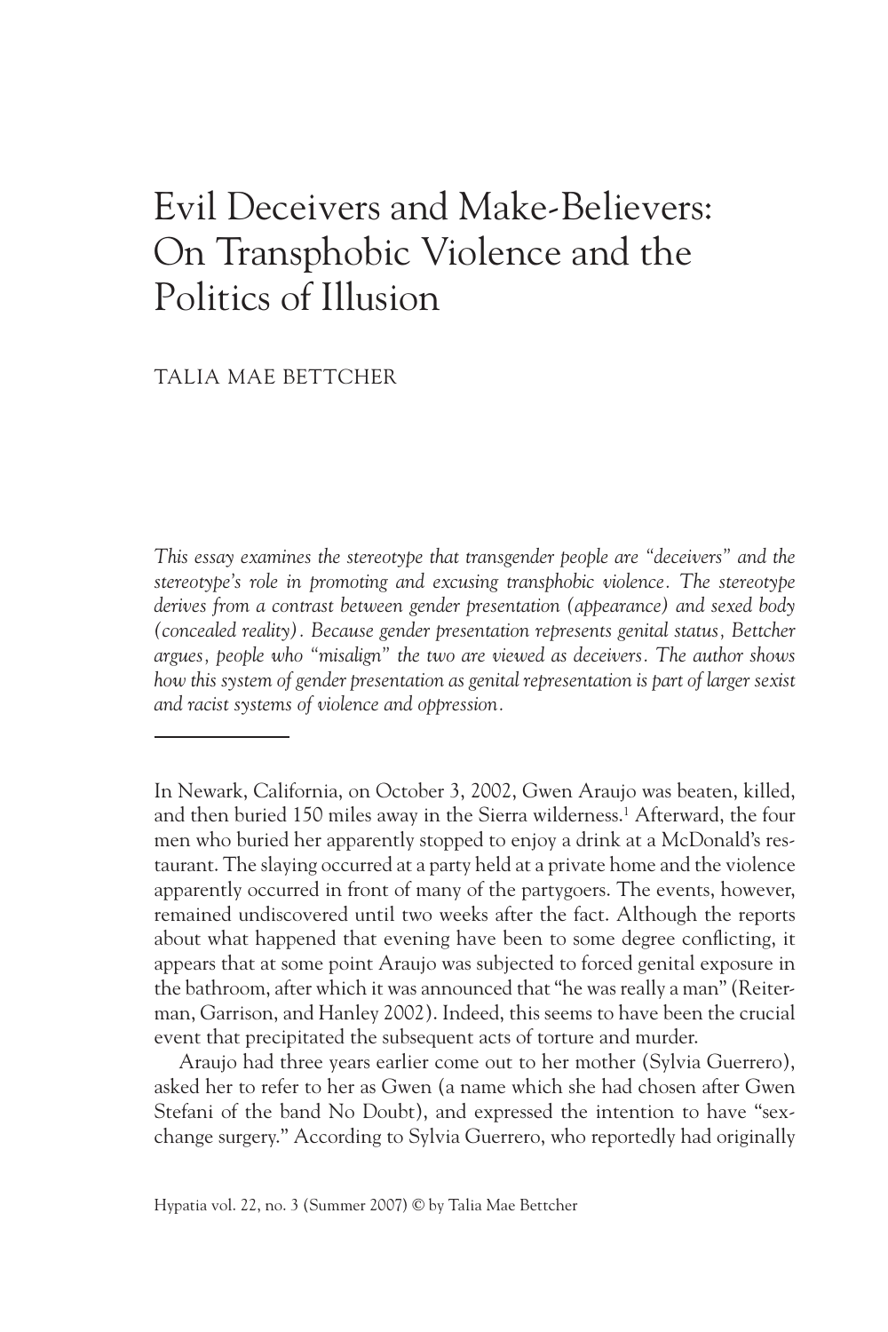# Evil Deceivers and Make-Believers: On Transphobic Violence and the Politics of Illusion

TALIA MAE BETTCHER

*This essay examines the stereotype that transgender people are "deceivers" and the stereotype's role in promoting and excusing transphobic violence. The stereotype derives from a contrast between gender presentation (appearance) and sexed body (concealed reality). Because gender presentation represents genital status, Bettcher argues, people who "misalign" the two are viewed as deceivers. The author shows how this system of gender presentation as genital representation is part of larger sexist and racist systems of violence and oppression.*

---

In Newark, California, on October 3, 2002, Gwen Araujo was beaten, killed, and then buried 150 miles away in the Sierra wilderness.[1] Afterward, the four men who buried her apparently stopped to enjoy a drink at a McDonald's restaurant. The slaying occurred at a party held at a private home and the violence apparently occurred in front of many of the partygoers. The events, however, remained undiscovered until two weeks after the fact. Although the reports about what happened that evening have been to some degree conflicting, it appears that at some point Araujo was subjected to forced genital exposure in the bathroom, after which it was announced that "he was really a man" (Reiterman, Garrison, and Hanley 2002). Indeed, this seems to have been the crucial event that precipitated the subsequent acts of torture and murder.

Araujo had three years earlier come out to her mother (Sylvia Guerrero), asked her to refer to her as Gwen (a name which she had chosen after Gwen Stefani of the band No Doubt), and expressed the intention to have "sex-change surgery." According to Sylvia Guerrero, who reportedly had originally

Hypatia vol. 22, no. 3 (Summer 2007) © by Talia Mae Bettcher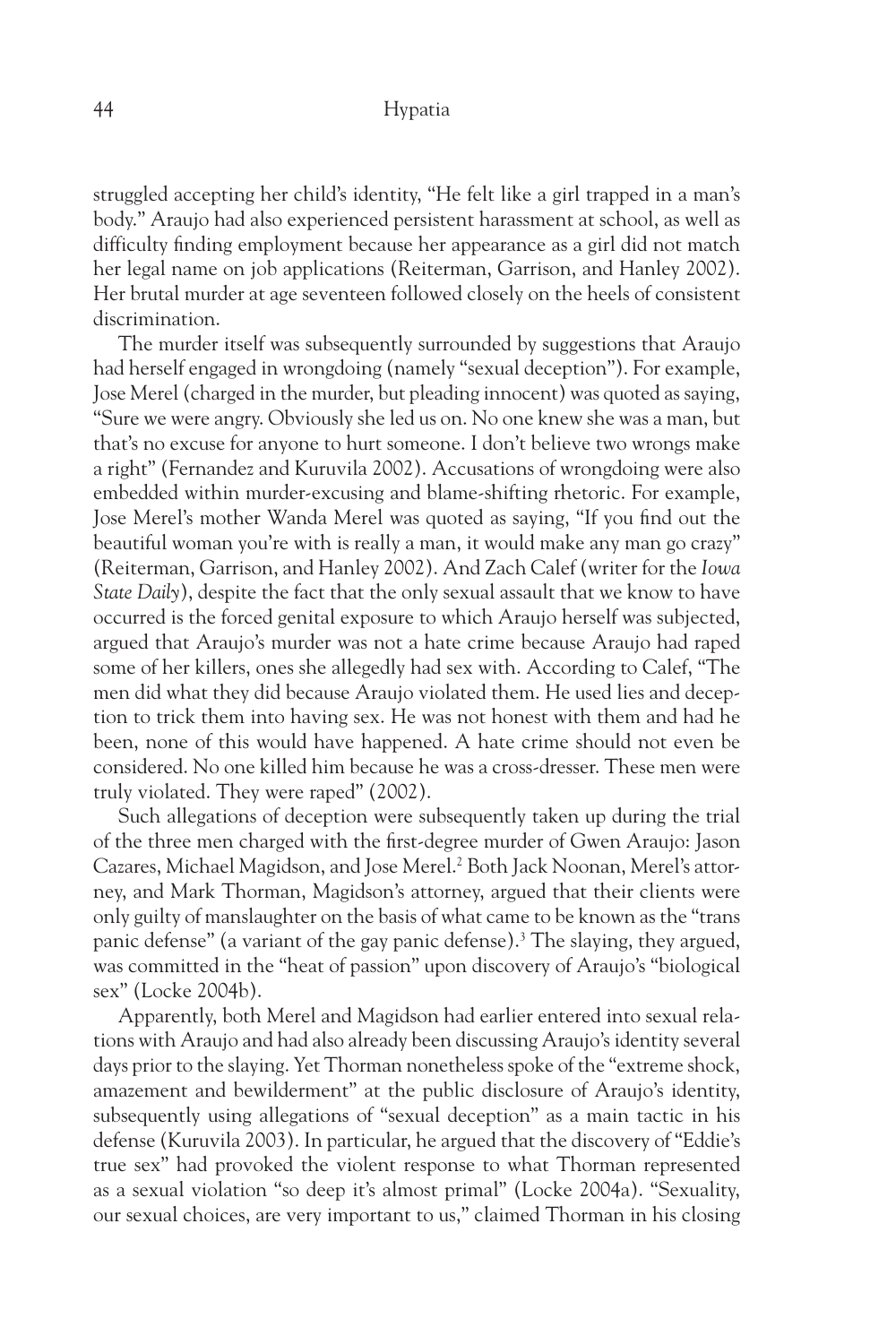struggled accepting her child's identity, "He felt like a girl trapped in a man's body." Araujo had also experienced persistent harassment at school, as well as difficulty finding employment because her appearance as a girl did not match her legal name on job applications (Reiterman, Garrison, and Hanley 2002). Her brutal murder at age seventeen followed closely on the heels of consistent discrimination.

The murder itself was subsequently surrounded by suggestions that Araujo had herself engaged in wrongdoing (namely "sexual deception"). For example, Jose Merel (charged in the murder, but pleading innocent) was quoted as saying, "Sure we were angry. Obviously she led us on. No one knew she was a man, but that's no excuse for anyone to hurt someone. I don't believe two wrongs make a right" (Fernandez and Kuruvila 2002). Accusations of wrongdoing were also embedded within murder-excusing and blame-shifting rhetoric. For example, Jose Merel's mother Wanda Merel was quoted as saying, "If you find out the beautiful woman you're with is really a man, it would make any man go crazy" (Reiterman, Garrison, and Hanley 2002). And Zach Calef (writer for the *Iowa State Daily*), despite the fact that the only sexual assault that we know to have occurred is the forced genital exposure to which Araujo herself was subjected, argued that Araujo's murder was not a hate crime because Araujo had raped some of her killers, ones she allegedly had sex with. According to Calef, "The men did what they did because Araujo violated them. He used lies and deception to trick them into having sex. He was not honest with them and had he been, none of this would have happened. A hate crime should not even be considered. No one killed him because he was a cross-dresser. These men were truly violated. They were raped" (2002).

Such allegations of deception were subsequently taken up during the trial of the three men charged with the first-degree murder of Gwen Araujo: Jason Cazares, Michael Magidson, and Jose Merel.[2] Both Jack Noonan, Merel's attorney, and Mark Thorman, Magidson's attorney, argued that their clients were only guilty of manslaughter on the basis of what came to be known as the "trans panic defense" (a variant of the gay panic defense).[3] The slaying, they argued, was committed in the "heat of passion" upon discovery of Araujo's "biological sex" (Locke 2004b).

Apparently, both Merel and Magidson had earlier entered into sexual relations with Araujo and had also already been discussing Araujo's identity several days prior to the slaying. Yet Thorman nonetheless spoke of the "extreme shock, amazement and bewilderment" at the public disclosure of Araujo's identity, subsequently using allegations of "sexual deception" as a main tactic in his defense (Kuruvila 2003). In particular, he argued that the discovery of "Eddie's true sex" had provoked the violent response to what Thorman represented as a sexual violation "so deep it's almost primal" (Locke 2004a). "Sexuality, our sexual choices, are very important to us," claimed Thorman in his closing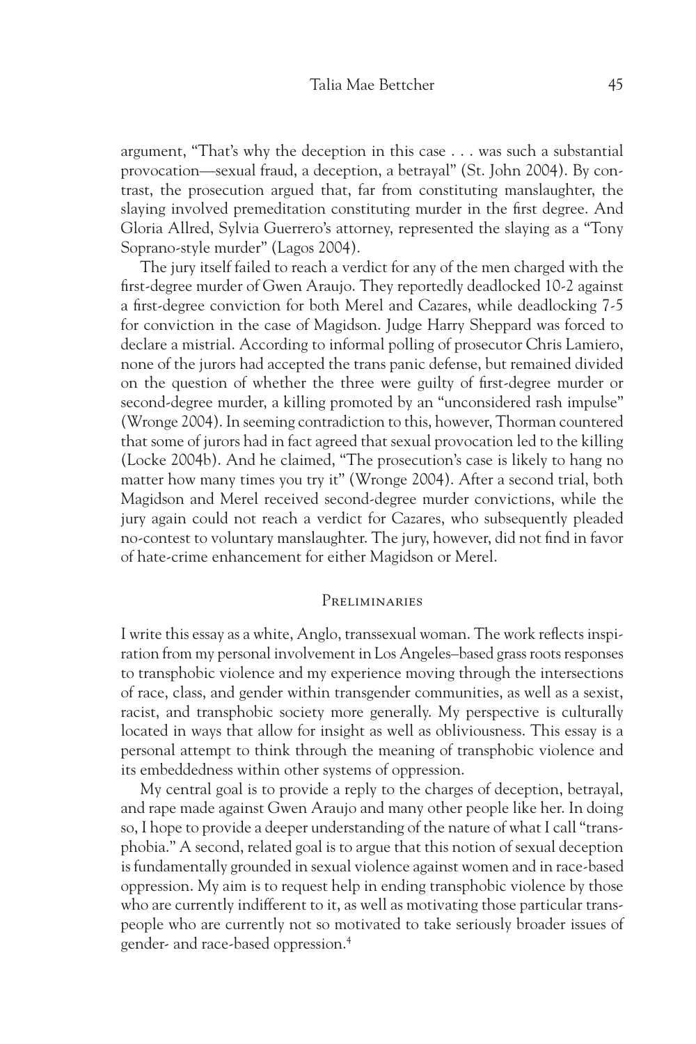argument, "That's why the deception in this case . . . was such a substantial provocation—sexual fraud, a deception, a betrayal" (St. John 2004). By contrast, the prosecution argued that, far from constituting manslaughter, the slaying involved premeditation constituting murder in the first degree. And Gloria Allred, Sylvia Guerrero's attorney, represented the slaying as a "Tony Soprano-style murder" (Lagos 2004).

The jury itself failed to reach a verdict for any of the men charged with the first-degree murder of Gwen Araujo. They reportedly deadlocked 10-2 against a first-degree conviction for both Merel and Cazares, while deadlocking 7-5 for conviction in the case of Magidson. Judge Harry Sheppard was forced to declare a mistrial. According to informal polling of prosecutor Chris Lamiero, none of the jurors had accepted the trans panic defense, but remained divided on the question of whether the three were guilty of first-degree murder or second-degree murder, a killing promoted by an "unconsidered rash impulse" (Wronge 2004). In seeming contradiction to this, however, Thorman countered that some of jurors had in fact agreed that sexual provocation led to the killing (Locke 2004b). And he claimed, "The prosecution's case is likely to hang no matter how many times you try it" (Wronge 2004). After a second trial, both Magidson and Merel received second-degree murder convictions, while the jury again could not reach a verdict for Cazares, who subsequently pleaded no-contest to voluntary manslaughter. The jury, however, did not find in favor of hate-crime enhancement for either Magidson or Merel.

## Preliminaries

I write this essay as a white, Anglo, transsexual woman. The work reflects inspiration from my personal involvement in Los Angeles–based grass roots responses to transphobic violence and my experience moving through the intersections of race, class, and gender within transgender communities, as well as a sexist, racist, and transphobic society more generally. My perspective is culturally located in ways that allow for insight as well as obliviousness. This essay is a personal attempt to think through the meaning of transphobic violence and its embeddedness within other systems of oppression.

My central goal is to provide a reply to the charges of deception, betrayal, and rape made against Gwen Araujo and many other people like her. In doing so, I hope to provide a deeper understanding of the nature of what I call "transphobia." A second, related goal is to argue that this notion of sexual deception is fundamentally grounded in sexual violence against women and in race-based oppression. My aim is to request help in ending transphobic violence by those who are currently indifferent to it, as well as motivating those particular transpeople who are currently not so motivated to take seriously broader issues of gender- and race-based oppression.[4]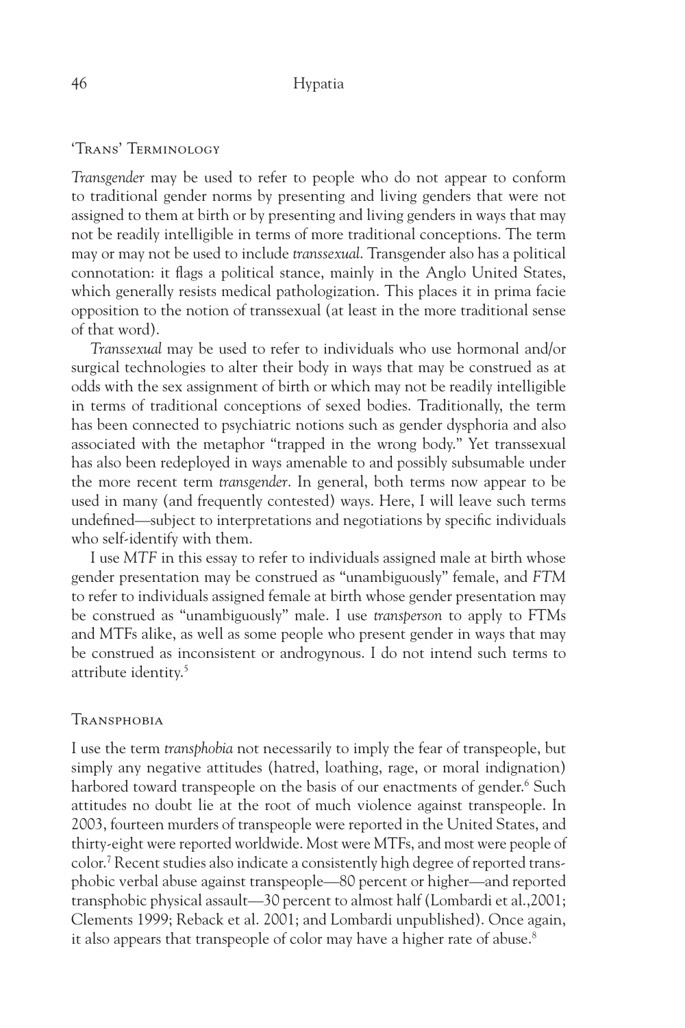## 'Trans' Terminology

*Transgender* may be used to refer to people who do not appear to conform to traditional gender norms by presenting and living genders that were not assigned to them at birth or by presenting and living genders in ways that may not be readily intelligible in terms of more traditional conceptions. The term may or may not be used to include *transsexual*. Transgender also has a political connotation: it flags a political stance, mainly in the Anglo United States, which generally resists medical pathologization. This places it in prima facie opposition to the notion of transsexual (at least in the more traditional sense of that word).

*Transsexual* may be used to refer to individuals who use hormonal and/or surgical technologies to alter their body in ways that may be construed as at odds with the sex assignment of birth or which may not be readily intelligible in terms of traditional conceptions of sexed bodies. Traditionally, the term has been connected to psychiatric notions such as gender dysphoria and also associated with the metaphor "trapped in the wrong body." Yet transsexual has also been redeployed in ways amenable to and possibly subsumable under the more recent term *transgender*. In general, both terms now appear to be used in many (and frequently contested) ways. Here, I will leave such terms undefined—subject to interpretations and negotiations by specific individuals who self-identify with them.

I use *MTF* in this essay to refer to individuals assigned male at birth whose gender presentation may be construed as "unambiguously" female, and *FTM* to refer to individuals assigned female at birth whose gender presentation may be construed as "unambiguously" male. I use *transperson* to apply to FTMs and MTFs alike, as well as some people who present gender in ways that may be construed as inconsistent or androgynous. I do not intend such terms to attribute identity.[5]

## Transphobia

I use the term *transphobia* not necessarily to imply the fear of transpeople, but simply any negative attitudes (hatred, loathing, rage, or moral indignation) harbored toward transpeople on the basis of our enactments of gender.[6] Such attitudes no doubt lie at the root of much violence against transpeople. In 2003, fourteen murders of transpeople were reported in the United States, and thirty-eight were reported worldwide. Most were MTFs, and most were people of color.[7] Recent studies also indicate a consistently high degree of reported transphobic verbal abuse against transpeople—80 percent or higher—and reported transphobic physical assault—30 percent to almost half (Lombardi et al.,2001; Clements 1999; Reback et al. 2001; and Lombardi unpublished). Once again, it also appears that transpeople of color may have a higher rate of abuse.[8]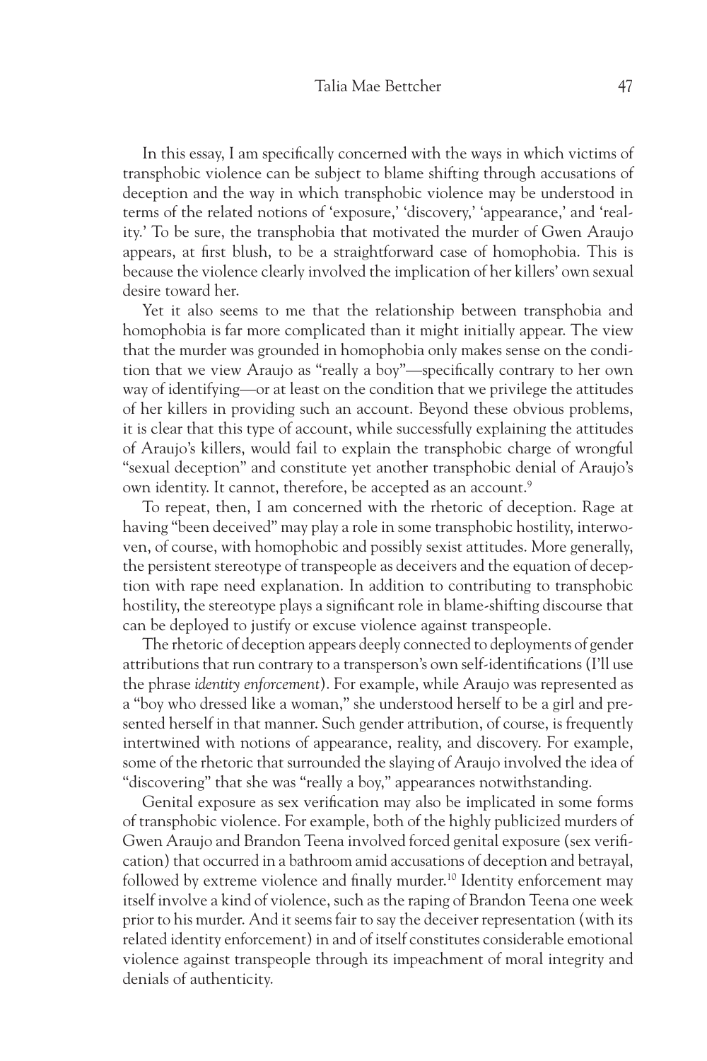In this essay, I am specifically concerned with the ways in which victims of transphobic violence can be subject to blame shifting through accusations of deception and the way in which transphobic violence may be understood in terms of the related notions of 'exposure,' 'discovery,' 'appearance,' and 'reality.' To be sure, the transphobia that motivated the murder of Gwen Araujo appears, at first blush, to be a straightforward case of homophobia. This is because the violence clearly involved the implication of her killers' own sexual desire toward her.

Yet it also seems to me that the relationship between transphobia and homophobia is far more complicated than it might initially appear. The view that the murder was grounded in homophobia only makes sense on the condition that we view Araujo as "really a boy"—specifically contrary to her own way of identifying—or at least on the condition that we privilege the attitudes of her killers in providing such an account. Beyond these obvious problems, it is clear that this type of account, while successfully explaining the attitudes of Araujo's killers, would fail to explain the transphobic charge of wrongful "sexual deception" and constitute yet another transphobic denial of Araujo's own identity. It cannot, therefore, be accepted as an account.[9]

To repeat, then, I am concerned with the rhetoric of deception. Rage at having "been deceived" may play a role in some transphobic hostility, interwoven, of course, with homophobic and possibly sexist attitudes. More generally, the persistent stereotype of transpeople as deceivers and the equation of deception with rape need explanation. In addition to contributing to transphobic hostility, the stereotype plays a significant role in blame-shifting discourse that can be deployed to justify or excuse violence against transpeople.

The rhetoric of deception appears deeply connected to deployments of gender attributions that run contrary to a transperson's own self-identifications (I'll use the phrase *identity enforcement*). For example, while Araujo was represented as a "boy who dressed like a woman," she understood herself to be a girl and presented herself in that manner. Such gender attribution, of course, is frequently intertwined with notions of appearance, reality, and discovery. For example, some of the rhetoric that surrounded the slaying of Araujo involved the idea of "discovering" that she was "really a boy," appearances notwithstanding.

Genital exposure as sex verification may also be implicated in some forms of transphobic violence. For example, both of the highly publicized murders of Gwen Araujo and Brandon Teena involved forced genital exposure (sex verification) that occurred in a bathroom amid accusations of deception and betrayal, followed by extreme violence and finally murder.[10] Identity enforcement may itself involve a kind of violence, such as the raping of Brandon Teena one week prior to his murder. And it seems fair to say the deceiver representation (with its related identity enforcement) in and of itself constitutes considerable emotional violence against transpeople through its impeachment of moral integrity and denials of authenticity.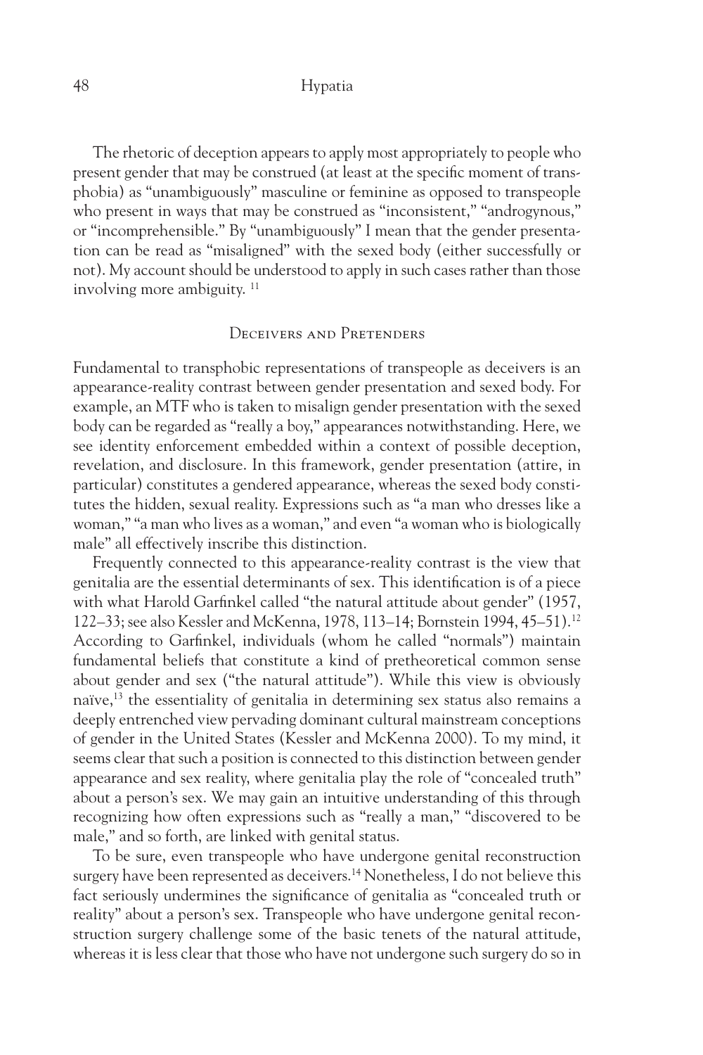The rhetoric of deception appears to apply most appropriately to people who present gender that may be construed (at least at the specific moment of transphobia) as "unambiguously" masculine or feminine as opposed to transpeople who present in ways that may be construed as "inconsistent," "androgynous," or "incomprehensible." By "unambiguously" I mean that the gender presentation can be read as "misaligned" with the sexed body (either successfully or not). My account should be understood to apply in such cases rather than those involving more ambiguity. [11]

## Deceivers and Pretenders

Fundamental to transphobic representations of transpeople as deceivers is an appearance-reality contrast between gender presentation and sexed body. For example, an MTF who is taken to misalign gender presentation with the sexed body can be regarded as "really a boy," appearances notwithstanding. Here, we see identity enforcement embedded within a context of possible deception, revelation, and disclosure. In this framework, gender presentation (attire, in particular) constitutes a gendered appearance, whereas the sexed body constitutes the hidden, sexual reality. Expressions such as "a man who dresses like a woman," "a man who lives as a woman," and even "a woman who is biologically male" all effectively inscribe this distinction.

Frequently connected to this appearance-reality contrast is the view that genitalia are the essential determinants of sex. This identification is of a piece with what Harold Garfinkel called "the natural attitude about gender" (1957, 122–33; see also Kessler and McKenna, 1978, 113–14; Bornstein 1994, 45–51).[12] According to Garfinkel, individuals (whom he called "normals") maintain fundamental beliefs that constitute a kind of pretheoretical common sense about gender and sex ("the natural attitude"). While this view is obviously naïve,[13] the essentiality of genitalia in determining sex status also remains a deeply entrenched view pervading dominant cultural mainstream conceptions of gender in the United States (Kessler and McKenna 2000). To my mind, it seems clear that such a position is connected to this distinction between gender appearance and sex reality, where genitalia play the role of "concealed truth" about a person's sex. We may gain an intuitive understanding of this through recognizing how often expressions such as "really a man," "discovered to be male," and so forth, are linked with genital status.

To be sure, even transpeople who have undergone genital reconstruction surgery have been represented as deceivers.[14] Nonetheless, I do not believe this fact seriously undermines the significance of genitalia as "concealed truth or reality" about a person's sex. Transpeople who have undergone genital reconstruction surgery challenge some of the basic tenets of the natural attitude, whereas it is less clear that those who have not undergone such surgery do so in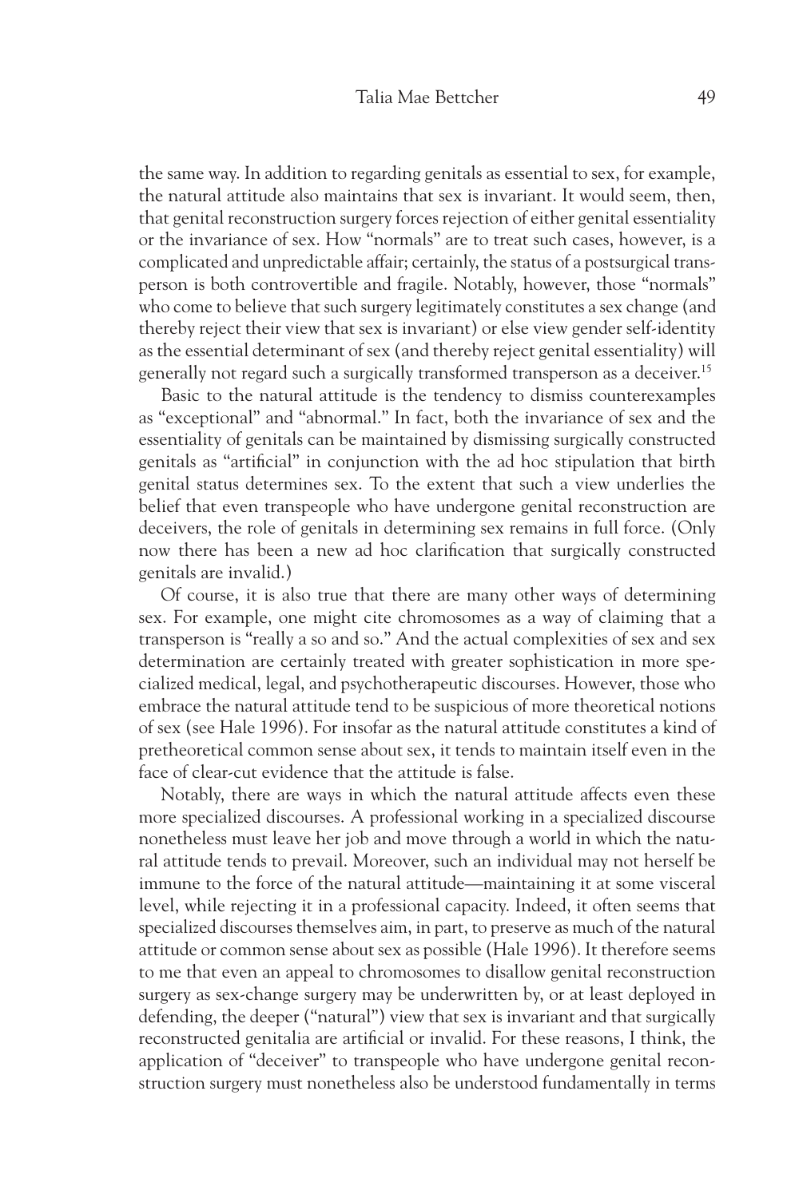the same way. In addition to regarding genitals as essential to sex, for example, the natural attitude also maintains that sex is invariant. It would seem, then, that genital reconstruction surgery forces rejection of either genital essentiality or the invariance of sex. How "normals" are to treat such cases, however, is a complicated and unpredictable affair; certainly, the status of a postsurgical transperson is both controvertible and fragile. Notably, however, those "normals" who come to believe that such surgery legitimately constitutes a sex change (and thereby reject their view that sex is invariant) or else view gender self-identity as the essential determinant of sex (and thereby reject genital essentiality) will generally not regard such a surgically transformed transperson as a deceiver.[15]

Basic to the natural attitude is the tendency to dismiss counterexamples as "exceptional" and "abnormal." In fact, both the invariance of sex and the essentiality of genitals can be maintained by dismissing surgically constructed genitals as "artificial" in conjunction with the ad hoc stipulation that birth genital status determines sex. To the extent that such a view underlies the belief that even transpeople who have undergone genital reconstruction are deceivers, the role of genitals in determining sex remains in full force. (Only now there has been a new ad hoc clarification that surgically constructed genitals are invalid.)

Of course, it is also true that there are many other ways of determining sex. For example, one might cite chromosomes as a way of claiming that a transperson is "really a so and so." And the actual complexities of sex and sex determination are certainly treated with greater sophistication in more specialized medical, legal, and psychotherapeutic discourses. However, those who embrace the natural attitude tend to be suspicious of more theoretical notions of sex (see Hale 1996). For insofar as the natural attitude constitutes a kind of pretheoretical common sense about sex, it tends to maintain itself even in the face of clear-cut evidence that the attitude is false.

Notably, there are ways in which the natural attitude affects even these more specialized discourses. A professional working in a specialized discourse nonetheless must leave her job and move through a world in which the natural attitude tends to prevail. Moreover, such an individual may not herself be immune to the force of the natural attitude—maintaining it at some visceral level, while rejecting it in a professional capacity. Indeed, it often seems that specialized discourses themselves aim, in part, to preserve as much of the natural attitude or common sense about sex as possible (Hale 1996). It therefore seems to me that even an appeal to chromosomes to disallow genital reconstruction surgery as sex-change surgery may be underwritten by, or at least deployed in defending, the deeper ("natural") view that sex is invariant and that surgically reconstructed genitalia are artificial or invalid. For these reasons, I think, the application of "deceiver" to transpeople who have undergone genital reconstruction surgery must nonetheless also be understood fundamentally in terms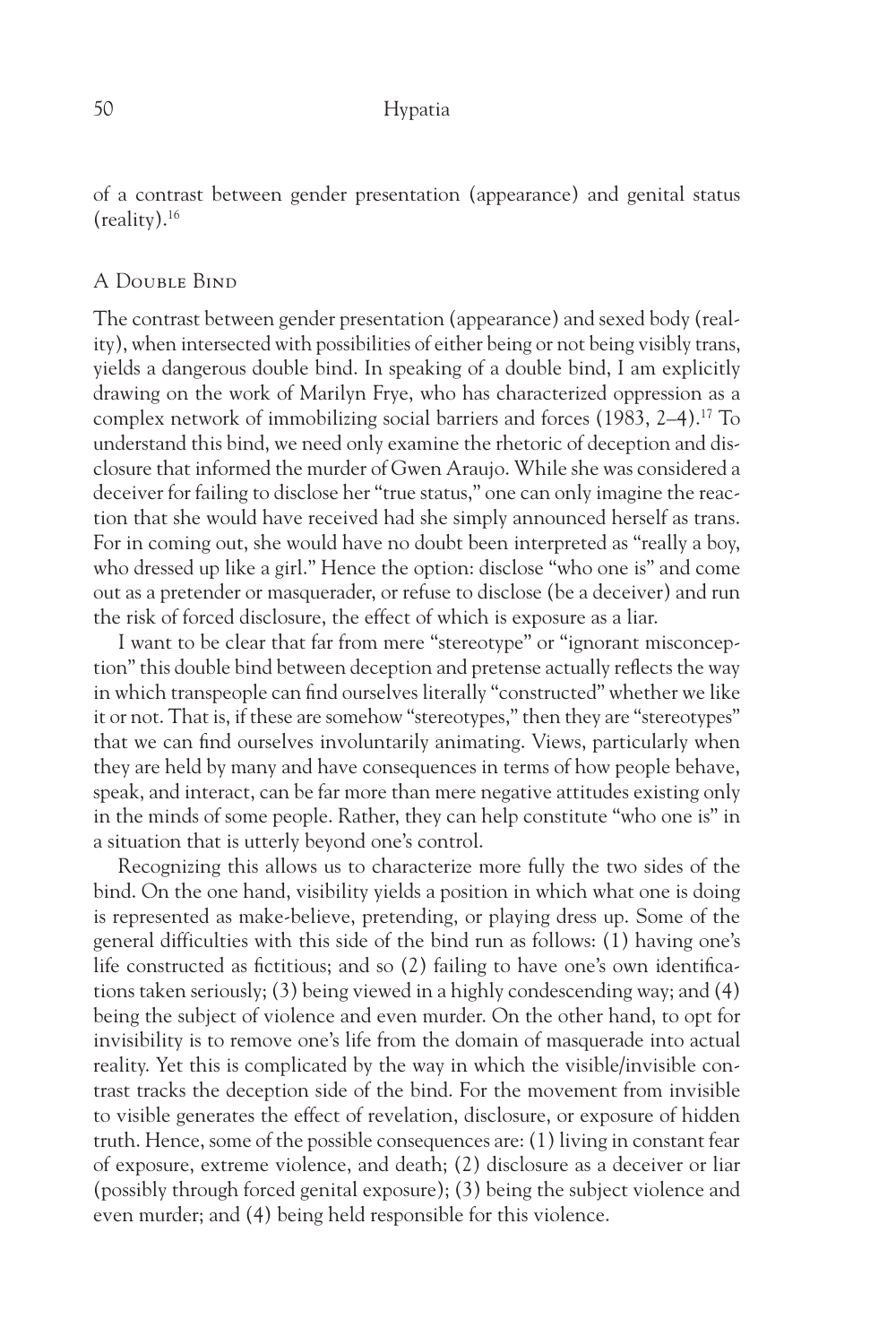of a contrast between gender presentation (appearance) and genital status (reality).[16]

## A Double Bind

The contrast between gender presentation (appearance) and sexed body (reality), when intersected with possibilities of either being or not being visibly trans, yields a dangerous double bind. In speaking of a double bind, I am explicitly drawing on the work of Marilyn Frye, who has characterized oppression as a complex network of immobilizing social barriers and forces (1983, 2–4).[17] To understand this bind, we need only examine the rhetoric of deception and disclosure that informed the murder of Gwen Araujo. While she was considered a deceiver for failing to disclose her "true status," one can only imagine the reaction that she would have received had she simply announced herself as trans. For in coming out, she would have no doubt been interpreted as "really a boy, who dressed up like a girl." Hence the option: disclose "who one is" and come out as a pretender or masquerader, or refuse to disclose (be a deceiver) and run the risk of forced disclosure, the effect of which is exposure as a liar.

I want to be clear that far from mere "stereotype" or "ignorant misconception" this double bind between deception and pretense actually reflects the way in which transpeople can find ourselves literally "constructed" whether we like it or not. That is, if these are somehow "stereotypes," then they are "stereotypes" that we can find ourselves involuntarily animating. Views, particularly when they are held by many and have consequences in terms of how people behave, speak, and interact, can be far more than mere negative attitudes existing only in the minds of some people. Rather, they can help constitute "who one is" in a situation that is utterly beyond one's control.

Recognizing this allows us to characterize more fully the two sides of the bind. On the one hand, visibility yields a position in which what one is doing is represented as make-believe, pretending, or playing dress up. Some of the general difficulties with this side of the bind run as follows: (1) having one's life constructed as fictitious; and so (2) failing to have one's own identifications taken seriously; (3) being viewed in a highly condescending way; and (4) being the subject of violence and even murder. On the other hand, to opt for invisibility is to remove one's life from the domain of masquerade into actual reality. Yet this is complicated by the way in which the visible/invisible contrast tracks the deception side of the bind. For the movement from invisible to visible generates the effect of revelation, disclosure, or exposure of hidden truth. Hence, some of the possible consequences are: (1) living in constant fear of exposure, extreme violence, and death; (2) disclosure as a deceiver or liar (possibly through forced genital exposure); (3) being the subject violence and even murder; and (4) being held responsible for this violence.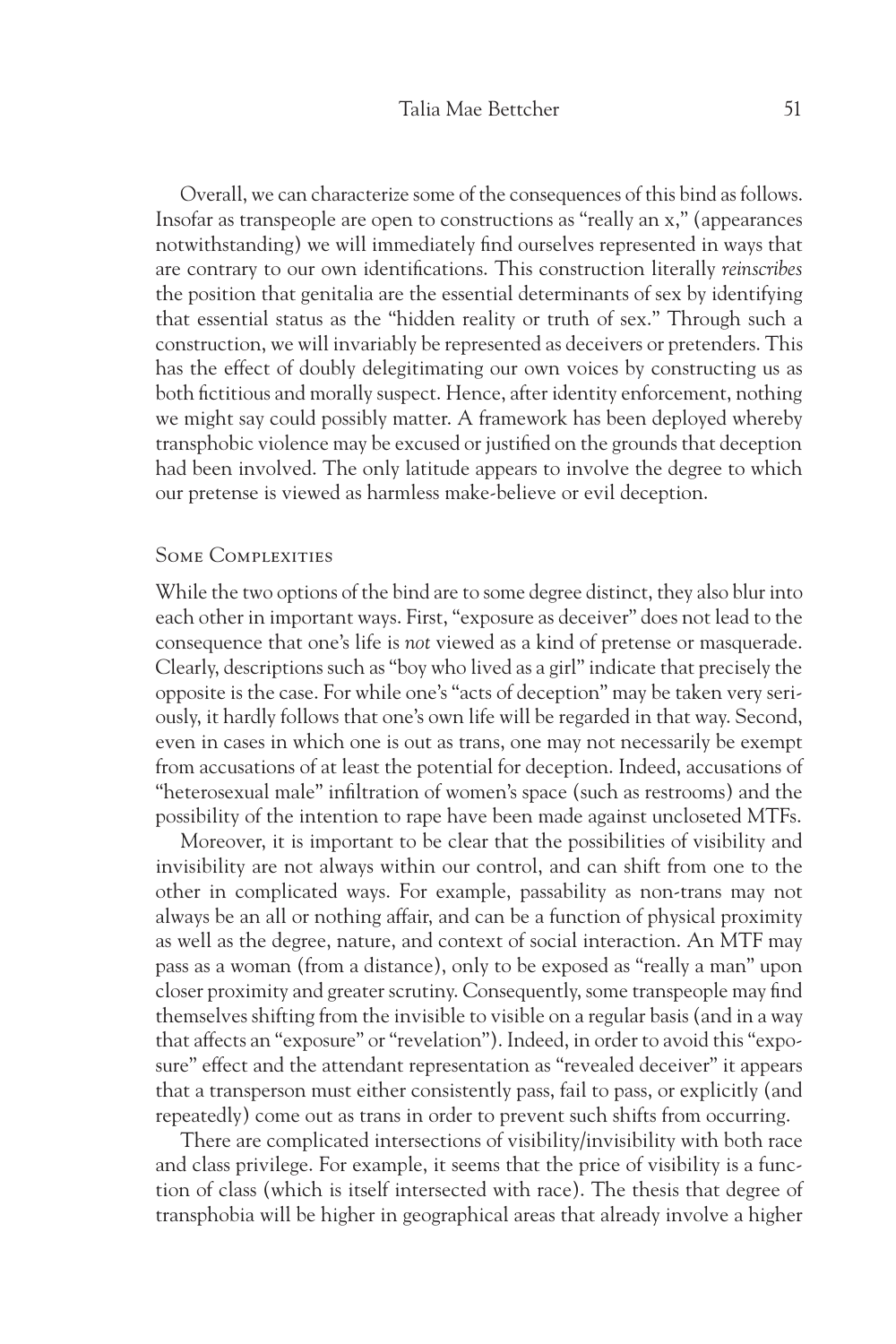Overall, we can characterize some of the consequences of this bind as follows. Insofar as transpeople are open to constructions as "really an x," (appearances notwithstanding) we will immediately find ourselves represented in ways that are contrary to our own identifications. This construction literally *reinscribes* the position that genitalia are the essential determinants of sex by identifying that essential status as the "hidden reality or truth of sex." Through such a construction, we will invariably be represented as deceivers or pretenders. This has the effect of doubly delegitimating our own voices by constructing us as both fictitious and morally suspect. Hence, after identity enforcement, nothing we might say could possibly matter. A framework has been deployed whereby transphobic violence may be excused or justified on the grounds that deception had been involved. The only latitude appears to involve the degree to which our pretense is viewed as harmless make-believe or evil deception.

## Some Complexities

While the two options of the bind are to some degree distinct, they also blur into each other in important ways. First, "exposure as deceiver" does not lead to the consequence that one's life is *not* viewed as a kind of pretense or masquerade. Clearly, descriptions such as "boy who lived as a girl" indicate that precisely the opposite is the case. For while one's "acts of deception" may be taken very seriously, it hardly follows that one's own life will be regarded in that way. Second, even in cases in which one is out as trans, one may not necessarily be exempt from accusations of at least the potential for deception. Indeed, accusations of "heterosexual male" infiltration of women's space (such as restrooms) and the possibility of the intention to rape have been made against uncloseted MTFs.

Moreover, it is important to be clear that the possibilities of visibility and invisibility are not always within our control, and can shift from one to the other in complicated ways. For example, passability as non-trans may not always be an all or nothing affair, and can be a function of physical proximity as well as the degree, nature, and context of social interaction. An MTF may pass as a woman (from a distance), only to be exposed as "really a man" upon closer proximity and greater scrutiny. Consequently, some transpeople may find themselves shifting from the invisible to visible on a regular basis (and in a way that affects an "exposure" or "revelation"). Indeed, in order to avoid this "exposure" effect and the attendant representation as "revealed deceiver" it appears that a transperson must either consistently pass, fail to pass, or explicitly (and repeatedly) come out as trans in order to prevent such shifts from occurring.

There are complicated intersections of visibility/invisibility with both race and class privilege. For example, it seems that the price of visibility is a function of class (which is itself intersected with race). The thesis that degree of transphobia will be higher in geographical areas that already involve a higher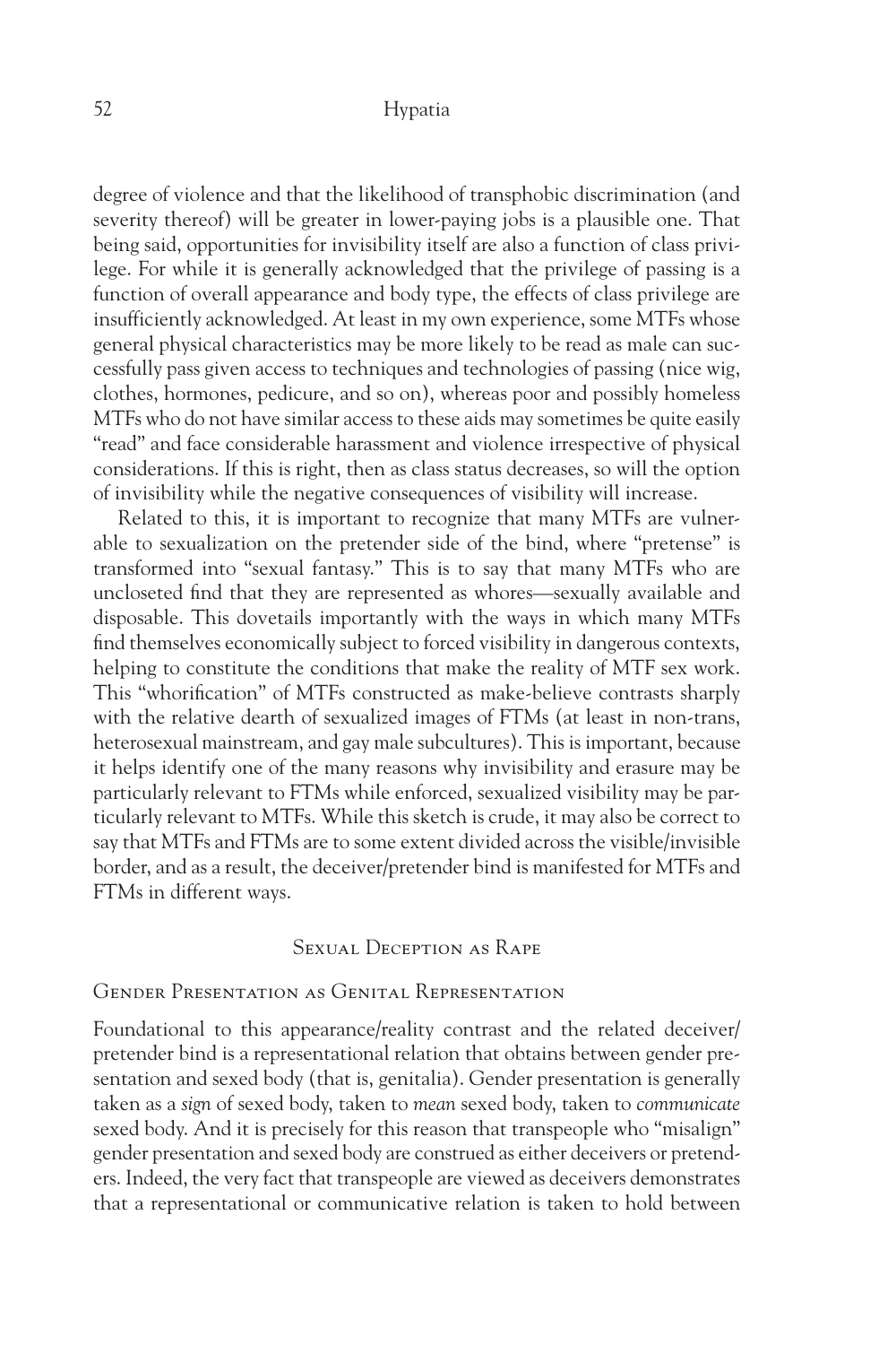degree of violence and that the likelihood of transphobic discrimination (and severity thereof) will be greater in lower-paying jobs is a plausible one. That being said, opportunities for invisibility itself are also a function of class privilege. For while it is generally acknowledged that the privilege of passing is a function of overall appearance and body type, the effects of class privilege are insufficiently acknowledged. At least in my own experience, some MTFs whose general physical characteristics may be more likely to be read as male can successfully pass given access to techniques and technologies of passing (nice wig, clothes, hormones, pedicure, and so on), whereas poor and possibly homeless MTFs who do not have similar access to these aids may sometimes be quite easily "read" and face considerable harassment and violence irrespective of physical considerations. If this is right, then as class status decreases, so will the option of invisibility while the negative consequences of visibility will increase.

Related to this, it is important to recognize that many MTFs are vulnerable to sexualization on the pretender side of the bind, where "pretense" is transformed into "sexual fantasy." This is to say that many MTFs who are uncloseted find that they are represented as whores—sexually available and disposable. This dovetails importantly with the ways in which many MTFs find themselves economically subject to forced visibility in dangerous contexts, helping to constitute the conditions that make the reality of MTF sex work. This "whorification" of MTFs constructed as make-believe contrasts sharply with the relative dearth of sexualized images of FTMs (at least in non-trans, heterosexual mainstream, and gay male subcultures). This is important, because it helps identify one of the many reasons why invisibility and erasure may be particularly relevant to FTMs while enforced, sexualized visibility may be particularly relevant to MTFs. While this sketch is crude, it may also be correct to say that MTFs and FTMs are to some extent divided across the visible/invisible border, and as a result, the deceiver/pretender bind is manifested for MTFs and FTMs in different ways.

## Sexual Deception as Rape

### Gender Presentation as Genital Representation

Foundational to this appearance/reality contrast and the related deceiver/pretender bind is a representational relation that obtains between gender presentation and sexed body (that is, genitalia). Gender presentation is generally taken as a *sign* of sexed body, taken to *mean* sexed body, taken to *communicate* sexed body. And it is precisely for this reason that transpeople who "misalign" gender presentation and sexed body are construed as either deceivers or pretenders. Indeed, the very fact that transpeople are viewed as deceivers demonstrates that a representational or communicative relation is taken to hold between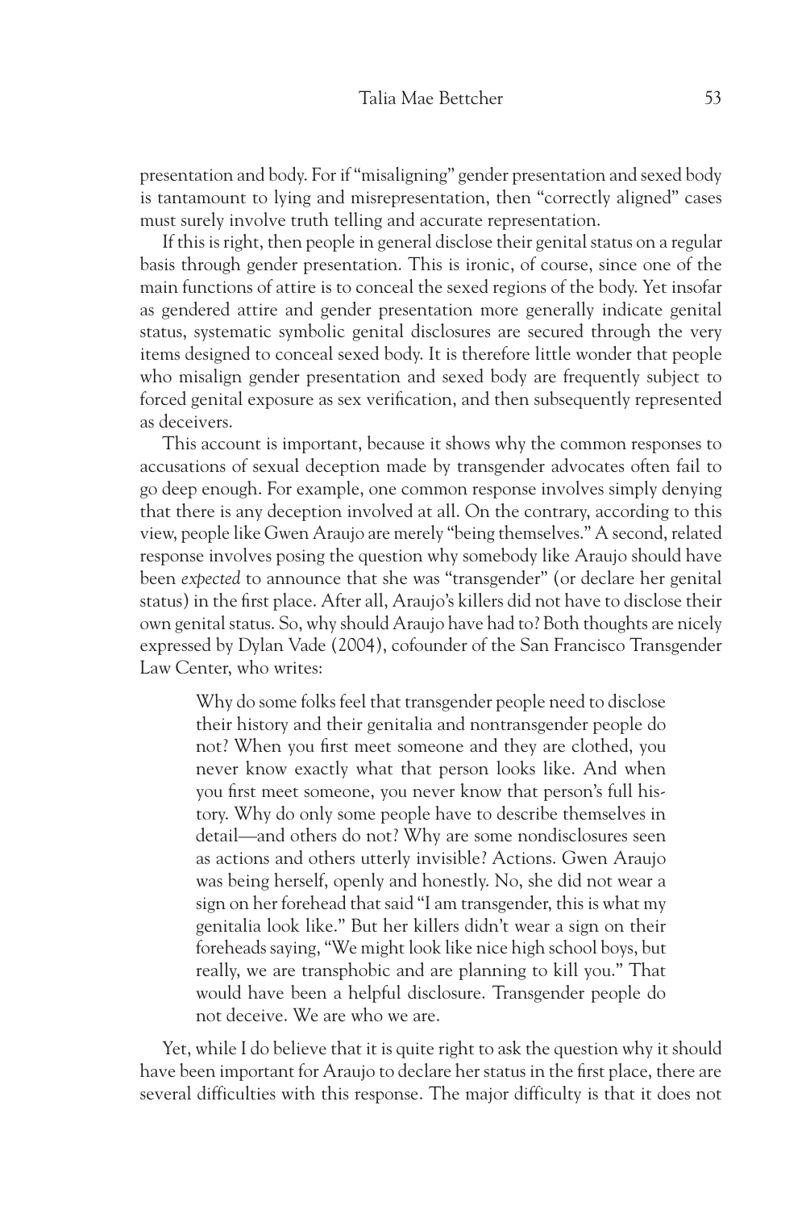presentation and body. For if "misaligning" gender presentation and sexed body is tantamount to lying and misrepresentation, then "correctly aligned" cases must surely involve truth telling and accurate representation.

If this is right, then people in general disclose their genital status on a regular basis through gender presentation. This is ironic, of course, since one of the main functions of attire is to conceal the sexed regions of the body. Yet insofar as gendered attire and gender presentation more generally indicate genital status, systematic symbolic genital disclosures are secured through the very items designed to conceal sexed body. It is therefore little wonder that people who misalign gender presentation and sexed body are frequently subject to forced genital exposure as sex verification, and then subsequently represented as deceivers.

This account is important, because it shows why the common responses to accusations of sexual deception made by transgender advocates often fail to go deep enough. For example, one common response involves simply denying that there is any deception involved at all. On the contrary, according to this view, people like Gwen Araujo are merely "being themselves." A second, related response involves posing the question why somebody like Araujo should have been *expected* to announce that she was "transgender" (or declare her genital status) in the first place. After all, Araujo's killers did not have to disclose their own genital status. So, why should Araujo have had to? Both thoughts are nicely expressed by Dylan Vade (2004), cofounder of the San Francisco Transgender Law Center, who writes:

> Why do some folks feel that transgender people need to disclose their history and their genitalia and nontransgender people do not? When you first meet someone and they are clothed, you never know exactly what that person looks like. And when you first meet someone, you never know that person's full history. Why do only some people have to describe themselves in detail—and others do not? Why are some nondisclosures seen as actions and others utterly invisible? Actions. Gwen Araujo was being herself, openly and honestly. No, she did not wear a sign on her forehead that said "I am transgender, this is what my genitalia look like." But her killers didn't wear a sign on their foreheads saying, "We might look like nice high school boys, but really, we are transphobic and are planning to kill you." That would have been a helpful disclosure. Transgender people do not deceive. We are who we are.

Yet, while I do believe that it is quite right to ask the question why it should have been important for Araujo to declare her status in the first place, there are several difficulties with this response. The major difficulty is that it does not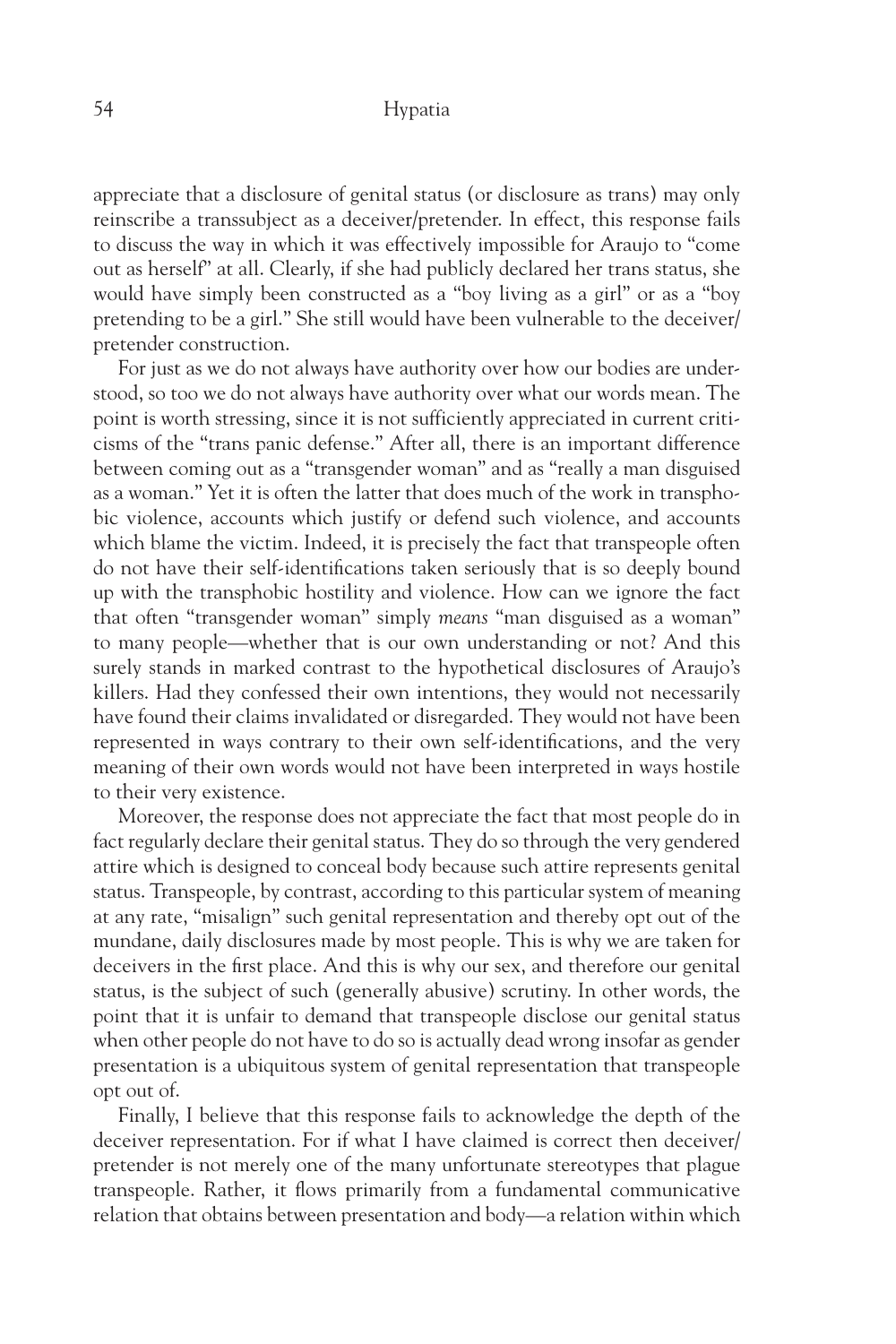appreciate that a disclosure of genital status (or disclosure as trans) may only reinscribe a transsubject as a deceiver/pretender. In effect, this response fails to discuss the way in which it was effectively impossible for Araujo to "come out as herself" at all. Clearly, if she had publicly declared her trans status, she would have simply been constructed as a "boy living as a girl" or as a "boy pretending to be a girl." She still would have been vulnerable to the deceiver/pretender construction.

For just as we do not always have authority over how our bodies are understood, so too we do not always have authority over what our words mean. The point is worth stressing, since it is not sufficiently appreciated in current criticisms of the "trans panic defense." After all, there is an important difference between coming out as a "transgender woman" and as "really a man disguised as a woman." Yet it is often the latter that does much of the work in transphobic violence, accounts which justify or defend such violence, and accounts which blame the victim. Indeed, it is precisely the fact that transpeople often do not have their self-identifications taken seriously that is so deeply bound up with the transphobic hostility and violence. How can we ignore the fact that often "transgender woman" simply *means* "man disguised as a woman" to many people—whether that is our own understanding or not? And this surely stands in marked contrast to the hypothetical disclosures of Araujo's killers. Had they confessed their own intentions, they would not necessarily have found their claims invalidated or disregarded. They would not have been represented in ways contrary to their own self-identifications, and the very meaning of their own words would not have been interpreted in ways hostile to their very existence.

Moreover, the response does not appreciate the fact that most people do in fact regularly declare their genital status. They do so through the very gendered attire which is designed to conceal body because such attire represents genital status. Transpeople, by contrast, according to this particular system of meaning at any rate, "misalign" such genital representation and thereby opt out of the mundane, daily disclosures made by most people. This is why we are taken for deceivers in the first place. And this is why our sex, and therefore our genital status, is the subject of such (generally abusive) scrutiny. In other words, the point that it is unfair to demand that transpeople disclose our genital status when other people do not have to do so is actually dead wrong insofar as gender presentation is a ubiquitous system of genital representation that transpeople opt out of.

Finally, I believe that this response fails to acknowledge the depth of the deceiver representation. For if what I have claimed is correct then deceiver/pretender is not merely one of the many unfortunate stereotypes that plague transpeople. Rather, it flows primarily from a fundamental communicative relation that obtains between presentation and body—a relation within which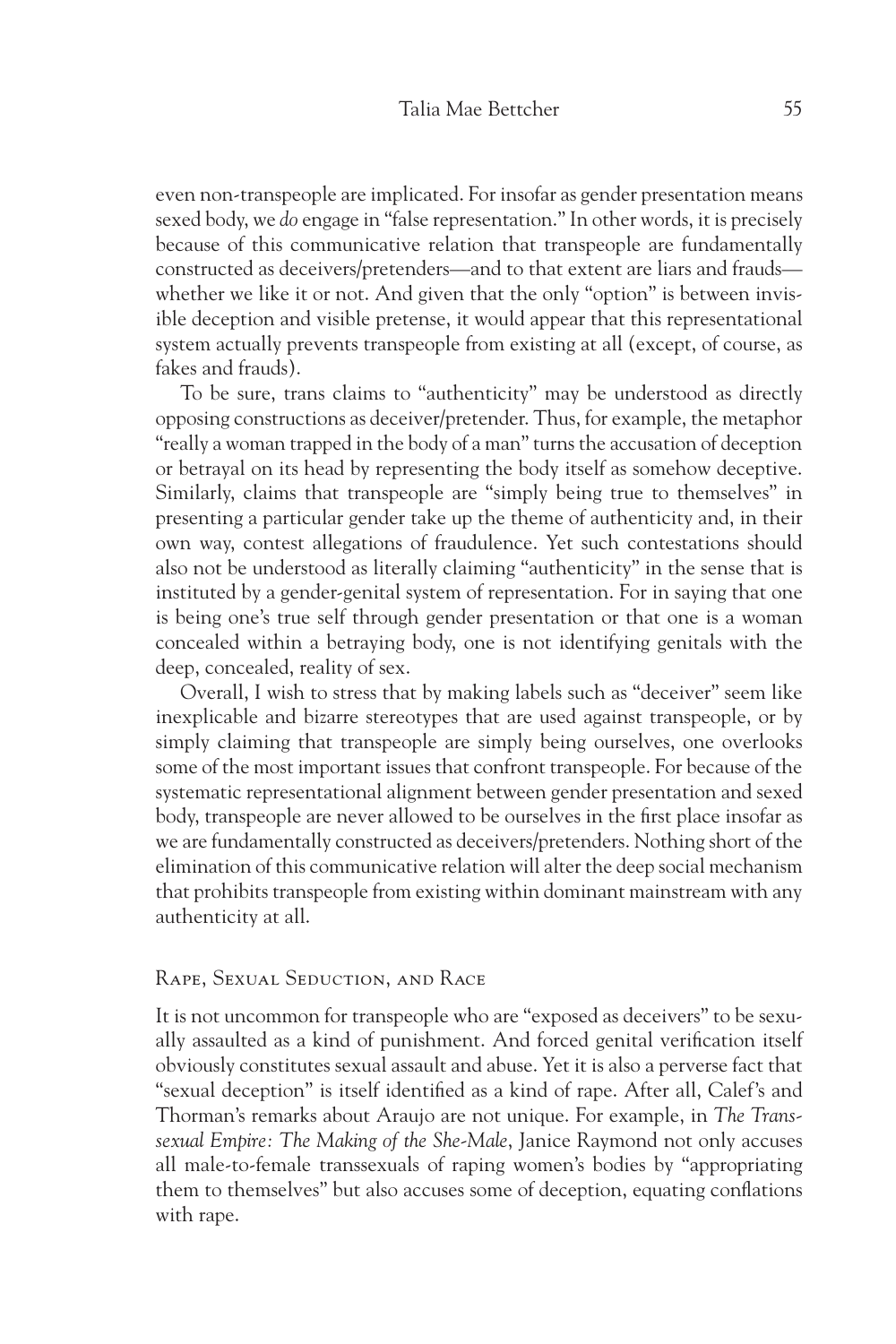even non-transpeople are implicated. For insofar as gender presentation means sexed body, we *do* engage in "false representation." In other words, it is precisely because of this communicative relation that transpeople are fundamentally constructed as deceivers/pretenders—and to that extent are liars and frauds—whether we like it or not. And given that the only "option" is between invisible deception and visible pretense, it would appear that this representational system actually prevents transpeople from existing at all (except, of course, as fakes and frauds).

To be sure, trans claims to "authenticity" may be understood as directly opposing constructions as deceiver/pretender. Thus, for example, the metaphor "really a woman trapped in the body of a man" turns the accusation of deception or betrayal on its head by representing the body itself as somehow deceptive. Similarly, claims that transpeople are "simply being true to themselves" in presenting a particular gender take up the theme of authenticity and, in their own way, contest allegations of fraudulence. Yet such contestations should also not be understood as literally claiming "authenticity" in the sense that is instituted by a gender-genital system of representation. For in saying that one is being one's true self through gender presentation or that one is a woman concealed within a betraying body, one is not identifying genitals with the deep, concealed, reality of sex.

Overall, I wish to stress that by making labels such as "deceiver" seem like inexplicable and bizarre stereotypes that are used against transpeople, or by simply claiming that transpeople are simply being ourselves, one overlooks some of the most important issues that confront transpeople. For because of the systematic representational alignment between gender presentation and sexed body, transpeople are never allowed to be ourselves in the first place insofar as we are fundamentally constructed as deceivers/pretenders. Nothing short of the elimination of this communicative relation will alter the deep social mechanism that prohibits transpeople from existing within dominant mainstream with any authenticity at all.

## Rape, Sexual Seduction, and Race

It is not uncommon for transpeople who are "exposed as deceivers" to be sexually assaulted as a kind of punishment. And forced genital verification itself obviously constitutes sexual assault and abuse. Yet it is also a perverse fact that "sexual deception" is itself identified as a kind of rape. After all, Calef's and Thorman's remarks about Araujo are not unique. For example, in *The Transsexual Empire: The Making of the She-Male*, Janice Raymond not only accuses all male-to-female transsexuals of raping women's bodies by "appropriating them to themselves" but also accuses some of deception, equating conflations with rape.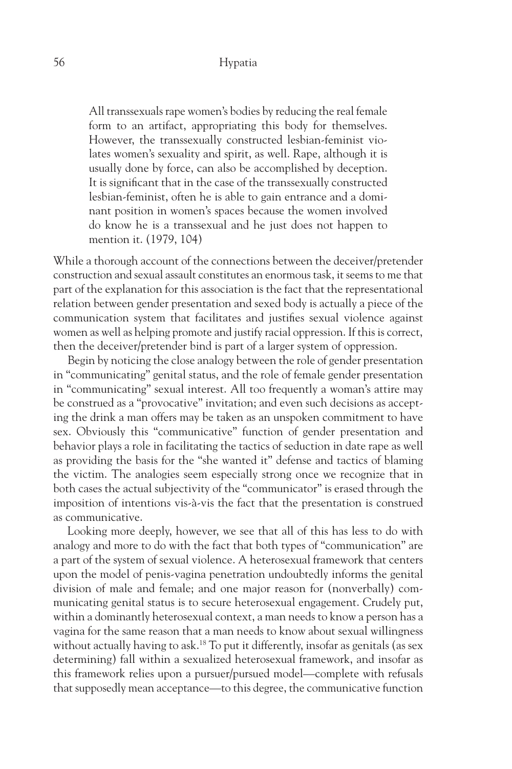> All transsexuals rape women's bodies by reducing the real female form to an artifact, appropriating this body for themselves. However, the transsexually constructed lesbian-feminist violates women's sexuality and spirit, as well. Rape, although it is usually done by force, can also be accomplished by deception. It is significant that in the case of the transsexually constructed lesbian-feminist, often he is able to gain entrance and a dominant position in women's spaces because the women involved do know he is a transsexual and he just does not happen to mention it. (1979, 104)

While a thorough account of the connections between the deceiver/pretender construction and sexual assault constitutes an enormous task, it seems to me that part of the explanation for this association is the fact that the representational relation between gender presentation and sexed body is actually a piece of the communication system that facilitates and justifies sexual violence against women as well as helping promote and justify racial oppression. If this is correct, then the deceiver/pretender bind is part of a larger system of oppression.

Begin by noticing the close analogy between the role of gender presentation in "communicating" genital status, and the role of female gender presentation in "communicating" sexual interest. All too frequently a woman's attire may be construed as a "provocative" invitation; and even such decisions as accepting the drink a man offers may be taken as an unspoken commitment to have sex. Obviously this "communicative" function of gender presentation and behavior plays a role in facilitating the tactics of seduction in date rape as well as providing the basis for the "she wanted it" defense and tactics of blaming the victim. The analogies seem especially strong once we recognize that in both cases the actual subjectivity of the "communicator" is erased through the imposition of intentions vis-à-vis the fact that the presentation is construed as communicative.

Looking more deeply, however, we see that all of this has less to do with analogy and more to do with the fact that both types of "communication" are a part of the system of sexual violence. A heterosexual framework that centers upon the model of penis-vagina penetration undoubtedly informs the genital division of male and female; and one major reason for (nonverbally) communicating genital status is to secure heterosexual engagement. Crudely put, within a dominantly heterosexual context, a man needs to know a person has a vagina for the same reason that a man needs to know about sexual willingness without actually having to ask.[18] To put it differently, insofar as genitals (as sex determining) fall within a sexualized heterosexual framework, and insofar as this framework relies upon a pursuer/pursued model—complete with refusals that supposedly mean acceptance—to this degree, the communicative function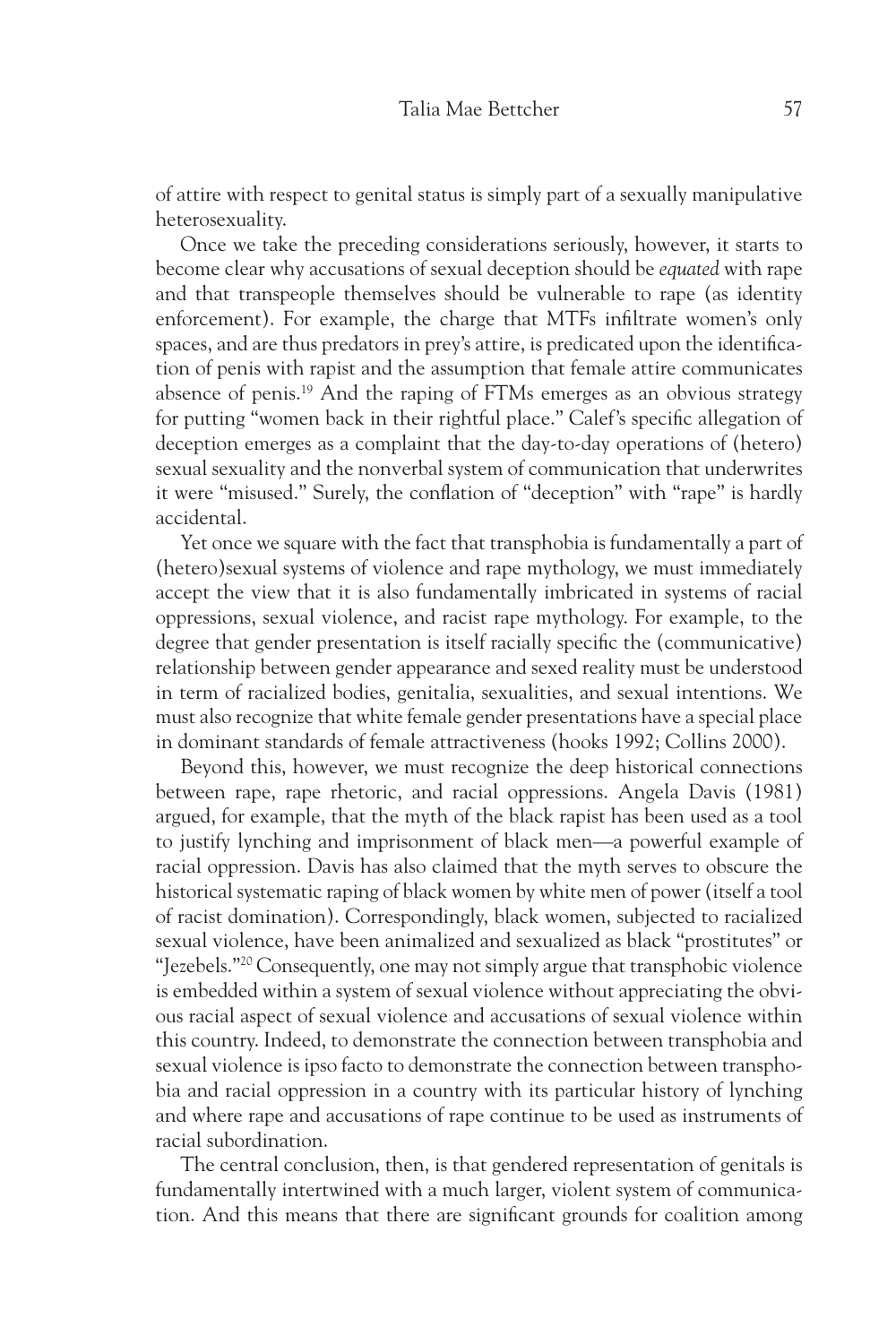of attire with respect to genital status is simply part of a sexually manipulative heterosexuality.

Once we take the preceding considerations seriously, however, it starts to become clear why accusations of sexual deception should be *equated* with rape and that transpeople themselves should be vulnerable to rape (as identity enforcement). For example, the charge that MTFs infiltrate women's only spaces, and are thus predators in prey's attire, is predicated upon the identification of penis with rapist and the assumption that female attire communicates absence of penis.[19] And the raping of FTMs emerges as an obvious strategy for putting "women back in their rightful place." Calef's specific allegation of deception emerges as a complaint that the day-to-day operations of (hetero) sexual sexuality and the nonverbal system of communication that underwrites it were "misused." Surely, the conflation of "deception" with "rape" is hardly accidental.

Yet once we square with the fact that transphobia is fundamentally a part of (hetero)sexual systems of violence and rape mythology, we must immediately accept the view that it is also fundamentally imbricated in systems of racial oppressions, sexual violence, and racist rape mythology. For example, to the degree that gender presentation is itself racially specific the (communicative) relationship between gender appearance and sexed reality must be understood in term of racialized bodies, genitalia, sexualities, and sexual intentions. We must also recognize that white female gender presentations have a special place in dominant standards of female attractiveness (hooks 1992; Collins 2000).

Beyond this, however, we must recognize the deep historical connections between rape, rape rhetoric, and racial oppressions. Angela Davis (1981) argued, for example, that the myth of the black rapist has been used as a tool to justify lynching and imprisonment of black men—a powerful example of racial oppression. Davis has also claimed that the myth serves to obscure the historical systematic raping of black women by white men of power (itself a tool of racist domination). Correspondingly, black women, subjected to racialized sexual violence, have been animalized and sexualized as black "prostitutes" or "Jezebels."[20] Consequently, one may not simply argue that transphobic violence is embedded within a system of sexual violence without appreciating the obvious racial aspect of sexual violence and accusations of sexual violence within this country. Indeed, to demonstrate the connection between transphobia and sexual violence is ipso facto to demonstrate the connection between transphobia and racial oppression in a country with its particular history of lynching and where rape and accusations of rape continue to be used as instruments of racial subordination.

The central conclusion, then, is that gendered representation of genitals is fundamentally intertwined with a much larger, violent system of communication. And this means that there are significant grounds for coalition among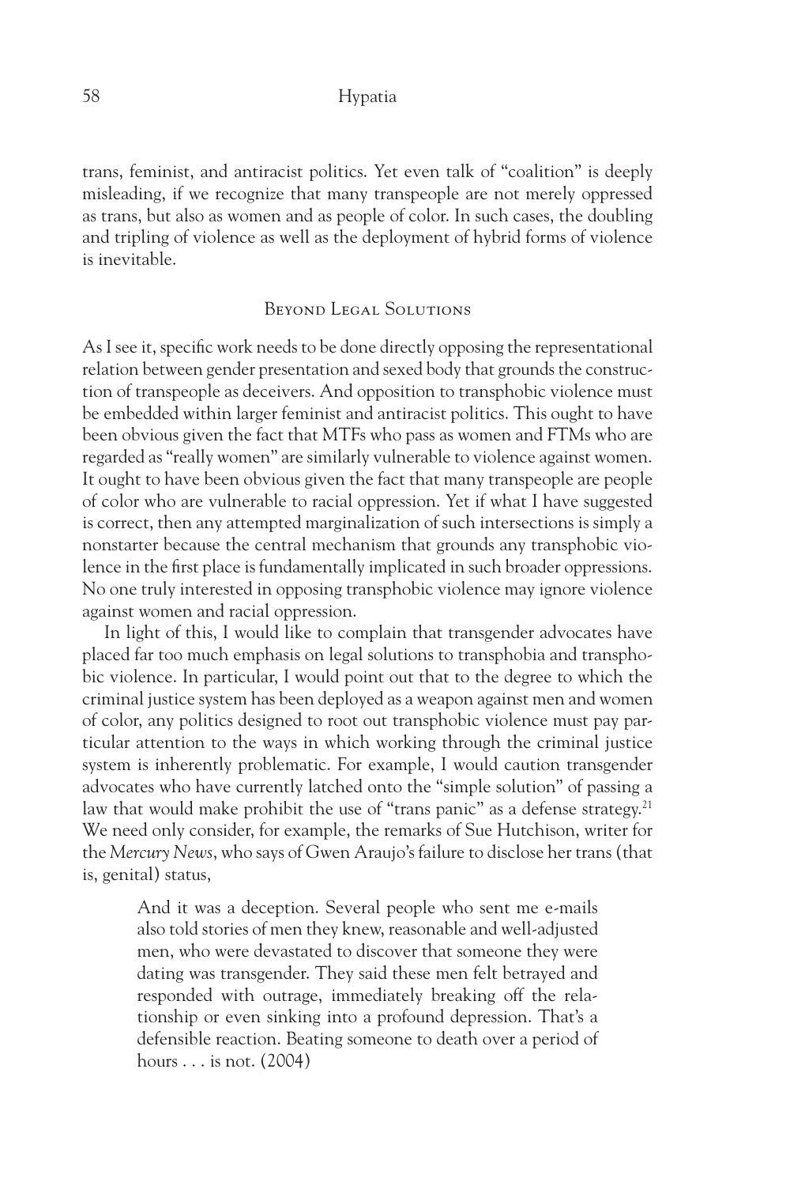trans, feminist, and antiracist politics. Yet even talk of "coalition" is deeply misleading, if we recognize that many transpeople are not merely oppressed as trans, but also as women and as people of color. In such cases, the doubling and tripling of violence as well as the deployment of hybrid forms of violence is inevitable.

## Beyond Legal Solutions

As I see it, specific work needs to be done directly opposing the representational relation between gender presentation and sexed body that grounds the construction of transpeople as deceivers. And opposition to transphobic violence must be embedded within larger feminist and antiracist politics. This ought to have been obvious given the fact that MTFs who pass as women and FTMs who are regarded as "really women" are similarly vulnerable to violence against women. It ought to have been obvious given the fact that many transpeople are people of color who are vulnerable to racial oppression. Yet if what I have suggested is correct, then any attempted marginalization of such intersections is simply a nonstarter because the central mechanism that grounds any transphobic violence in the first place is fundamentally implicated in such broader oppressions. No one truly interested in opposing transphobic violence may ignore violence against women and racial oppression.

In light of this, I would like to complain that transgender advocates have placed far too much emphasis on legal solutions to transphobia and transphobic violence. In particular, I would point out that to the degree to which the criminal justice system has been deployed as a weapon against men and women of color, any politics designed to root out transphobic violence must pay particular attention to the ways in which working through the criminal justice system is inherently problematic. For example, I would caution transgender advocates who have currently latched onto the "simple solution" of passing a law that would make prohibit the use of "trans panic" as a defense strategy.[21] We need only consider, for example, the remarks of Sue Hutchison, writer for the *Mercury News*, who says of Gwen Araujo's failure to disclose her trans (that is, genital) status,

> And it was a deception. Several people who sent me e-mails also told stories of men they knew, reasonable and well-adjusted men, who were devastated to discover that someone they were dating was transgender. They said these men felt betrayed and responded with outrage, immediately breaking off the relationship or even sinking into a profound depression. That's a defensible reaction. Beating someone to death over a period of hours . . . is not. (2004)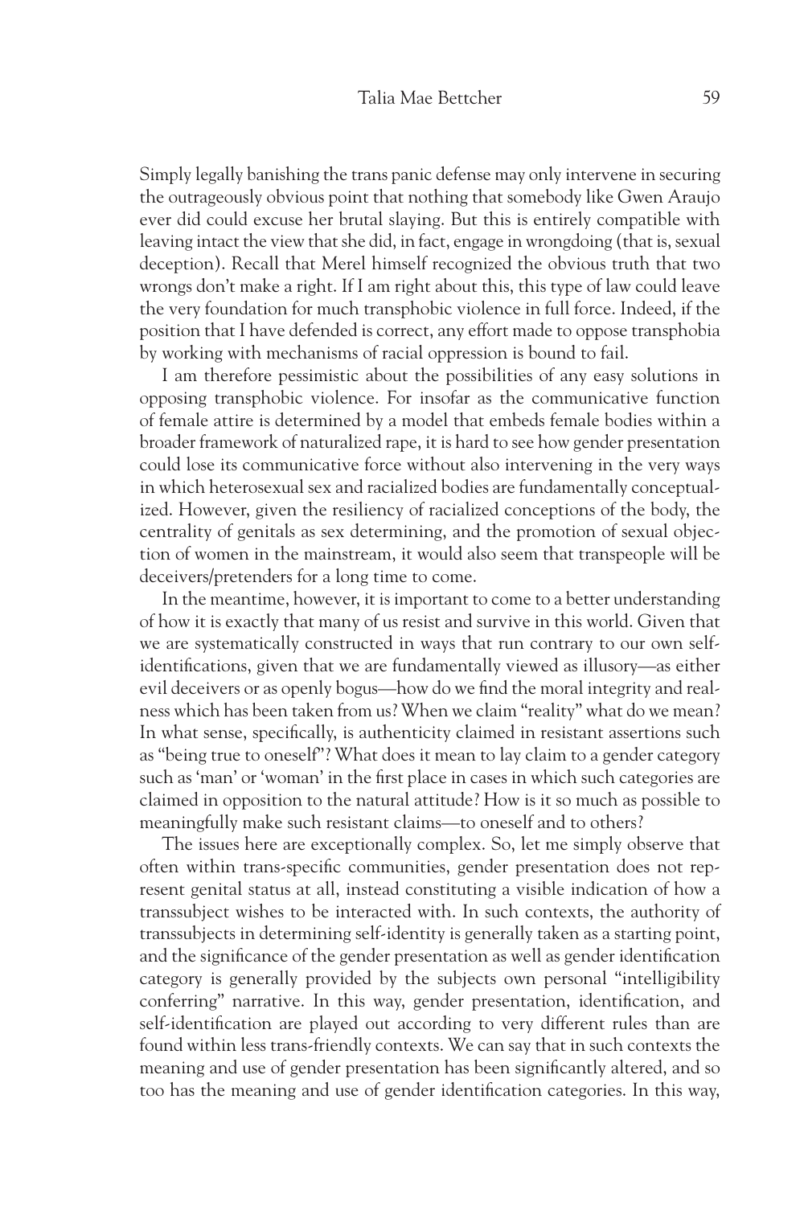Simply legally banishing the trans panic defense may only intervene in securing the outrageously obvious point that nothing that somebody like Gwen Araujo ever did could excuse her brutal slaying. But this is entirely compatible with leaving intact the view that she did, in fact, engage in wrongdoing (that is, sexual deception). Recall that Merel himself recognized the obvious truth that two wrongs don't make a right. If I am right about this, this type of law could leave the very foundation for much transphobic violence in full force. Indeed, if the position that I have defended is correct, any effort made to oppose transphobia by working with mechanisms of racial oppression is bound to fail.

I am therefore pessimistic about the possibilities of any easy solutions in opposing transphobic violence. For insofar as the communicative function of female attire is determined by a model that embeds female bodies within a broader framework of naturalized rape, it is hard to see how gender presentation could lose its communicative force without also intervening in the very ways in which heterosexual sex and racialized bodies are fundamentally conceptualized. However, given the resiliency of racialized conceptions of the body, the centrality of genitals as sex determining, and the promotion of sexual objection of women in the mainstream, it would also seem that transpeople will be deceivers/pretenders for a long time to come.

In the meantime, however, it is important to come to a better understanding of how it is exactly that many of us resist and survive in this world. Given that we are systematically constructed in ways that run contrary to our own self-identifications, given that we are fundamentally viewed as illusory—as either evil deceivers or as openly bogus—how do we find the moral integrity and realness which has been taken from us? When we claim "reality" what do we mean? In what sense, specifically, is authenticity claimed in resistant assertions such as "being true to oneself"? What does it mean to lay claim to a gender category such as 'man' or 'woman' in the first place in cases in which such categories are claimed in opposition to the natural attitude? How is it so much as possible to meaningfully make such resistant claims—to oneself and to others?

The issues here are exceptionally complex. So, let me simply observe that often within trans-specific communities, gender presentation does not represent genital status at all, instead constituting a visible indication of how a transsubject wishes to be interacted with. In such contexts, the authority of transsubjects in determining self-identity is generally taken as a starting point, and the significance of the gender presentation as well as gender identification category is generally provided by the subjects own personal "intelligibility conferring" narrative. In this way, gender presentation, identification, and self-identification are played out according to very different rules than are found within less trans-friendly contexts. We can say that in such contexts the meaning and use of gender presentation has been significantly altered, and so too has the meaning and use of gender identification categories. In this way,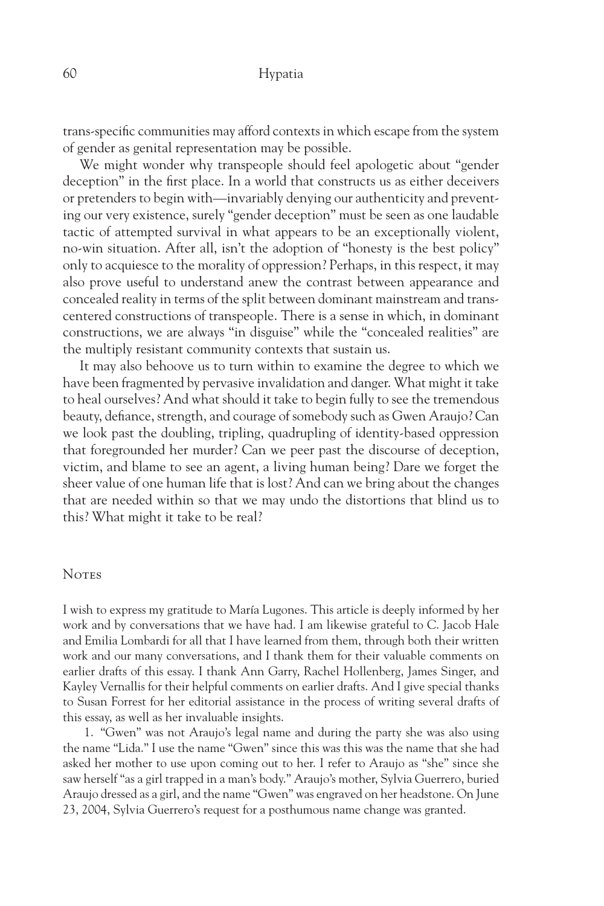trans-specific communities may afford contexts in which escape from the system of gender as genital representation may be possible.

We might wonder why transpeople should feel apologetic about "gender deception" in the first place. In a world that constructs us as either deceivers or pretenders to begin with—invariably denying our authenticity and preventing our very existence, surely "gender deception" must be seen as one laudable tactic of attempted survival in what appears to be an exceptionally violent, no-win situation. After all, isn't the adoption of "honesty is the best policy" only to acquiesce to the morality of oppression? Perhaps, in this respect, it may also prove useful to understand anew the contrast between appearance and concealed reality in terms of the split between dominant mainstream and trans-centered constructions of transpeople. There is a sense in which, in dominant constructions, we are always "in disguise" while the "concealed realities" are the multiply resistant community contexts that sustain us.

It may also behoove us to turn within to examine the degree to which we have been fragmented by pervasive invalidation and danger. What might it take to heal ourselves? And what should it take to begin fully to see the tremendous beauty, defiance, strength, and courage of somebody such as Gwen Araujo? Can we look past the doubling, tripling, quadrupling of identity-based oppression that foregrounded her murder? Can we peer past the discourse of deception, victim, and blame to see an agent, a living human being? Dare we forget the sheer value of one human life that is lost? And can we bring about the changes that are needed within so that we may undo the distortions that blind us to this? What might it take to be real?

## Notes

I wish to express my gratitude to María Lugones. This article is deeply informed by her work and by conversations that we have had. I am likewise grateful to C. Jacob Hale and Emilia Lombardi for all that I have learned from them, through both their written work and our many conversations, and I thank them for their valuable comments on earlier drafts of this essay. I thank Ann Garry, Rachel Hollenberg, James Singer, and Kayley Vernallis for their helpful comments on earlier drafts. And I give special thanks to Susan Forrest for her editorial assistance in the process of writing several drafts of this essay, as well as her invaluable insights.

1. "Gwen" was not Araujo's legal name and during the party she was also using the name "Lida." I use the name "Gwen" since this was this was the name that she had asked her mother to use upon coming out to her. I refer to Araujo as "she" since she saw herself "as a girl trapped in a man's body." Araujo's mother, Sylvia Guerrero, buried Araujo dressed as a girl, and the name "Gwen" was engraved on her headstone. On June 23, 2004, Sylvia Guerrero's request for a posthumous name change was granted.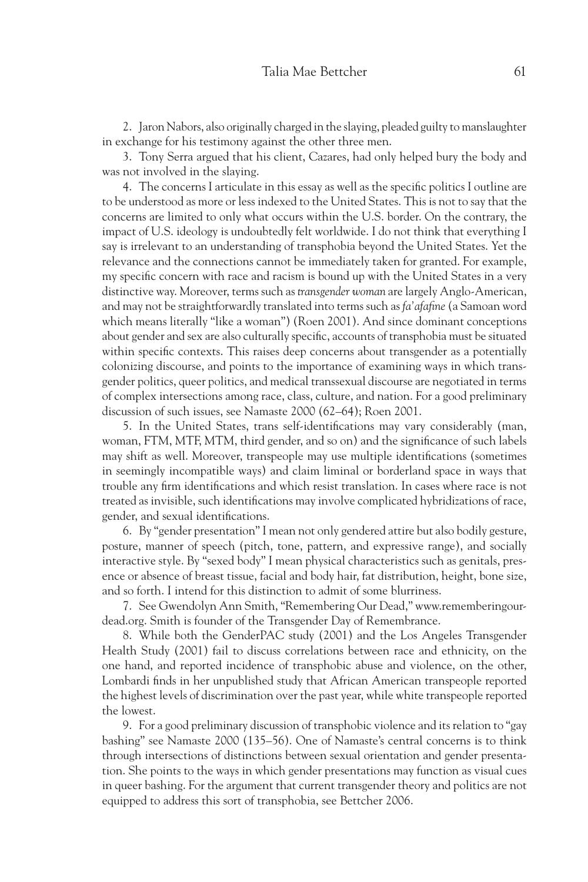2. Jaron Nabors, also originally charged in the slaying, pleaded guilty to manslaughter in exchange for his testimony against the other three men.

3. Tony Serra argued that his client, Cazares, had only helped bury the body and was not involved in the slaying.

4. The concerns I articulate in this essay as well as the specific politics I outline are to be understood as more or less indexed to the United States. This is not to say that the concerns are limited to only what occurs within the U.S. border. On the contrary, the impact of U.S. ideology is undoubtedly felt worldwide. I do not think that everything I say is irrelevant to an understanding of transphobia beyond the United States. Yet the relevance and the connections cannot be immediately taken for granted. For example, my specific concern with race and racism is bound up with the United States in a very distinctive way. Moreover, terms such as *transgender woman* are largely Anglo-American, and may not be straightforwardly translated into terms such as *fa'afafine* (a Samoan word which means literally "like a woman") (Roen 2001). And since dominant conceptions about gender and sex are also culturally specific, accounts of transphobia must be situated within specific contexts. This raises deep concerns about transgender as a potentially colonizing discourse, and points to the importance of examining ways in which transgender politics, queer politics, and medical transsexual discourse are negotiated in terms of complex intersections among race, class, culture, and nation. For a good preliminary discussion of such issues, see Namaste 2000 (62–64); Roen 2001.

5. In the United States, trans self-identifications may vary considerably (man, woman, FTM, MTF, MTM, third gender, and so on) and the significance of such labels may shift as well. Moreover, transpeople may use multiple identifications (sometimes in seemingly incompatible ways) and claim liminal or borderland space in ways that trouble any firm identifications and which resist translation. In cases where race is not treated as invisible, such identifications may involve complicated hybridizations of race, gender, and sexual identifications.

6. By "gender presentation" I mean not only gendered attire but also bodily gesture, posture, manner of speech (pitch, tone, pattern, and expressive range), and socially interactive style. By "sexed body" I mean physical characteristics such as genitals, presence or absence of breast tissue, facial and body hair, fat distribution, height, bone size, and so forth. I intend for this distinction to admit of some blurriness.

7. See Gwendolyn Ann Smith, "Remembering Our Dead," www.rememberingourdead.org. Smith is founder of the Transgender Day of Remembrance.

8. While both the GenderPAC study (2001) and the Los Angeles Transgender Health Study (2001) fail to discuss correlations between race and ethnicity, on the one hand, and reported incidence of transphobic abuse and violence, on the other, Lombardi finds in her unpublished study that African American transpeople reported the highest levels of discrimination over the past year, while white transpeople reported the lowest.

9. For a good preliminary discussion of transphobic violence and its relation to "gay bashing" see Namaste 2000 (135–56). One of Namaste's central concerns is to think through intersections of distinctions between sexual orientation and gender presentation. She points to the ways in which gender presentations may function as visual cues in queer bashing. For the argument that current transgender theory and politics are not equipped to address this sort of transphobia, see Bettcher 2006.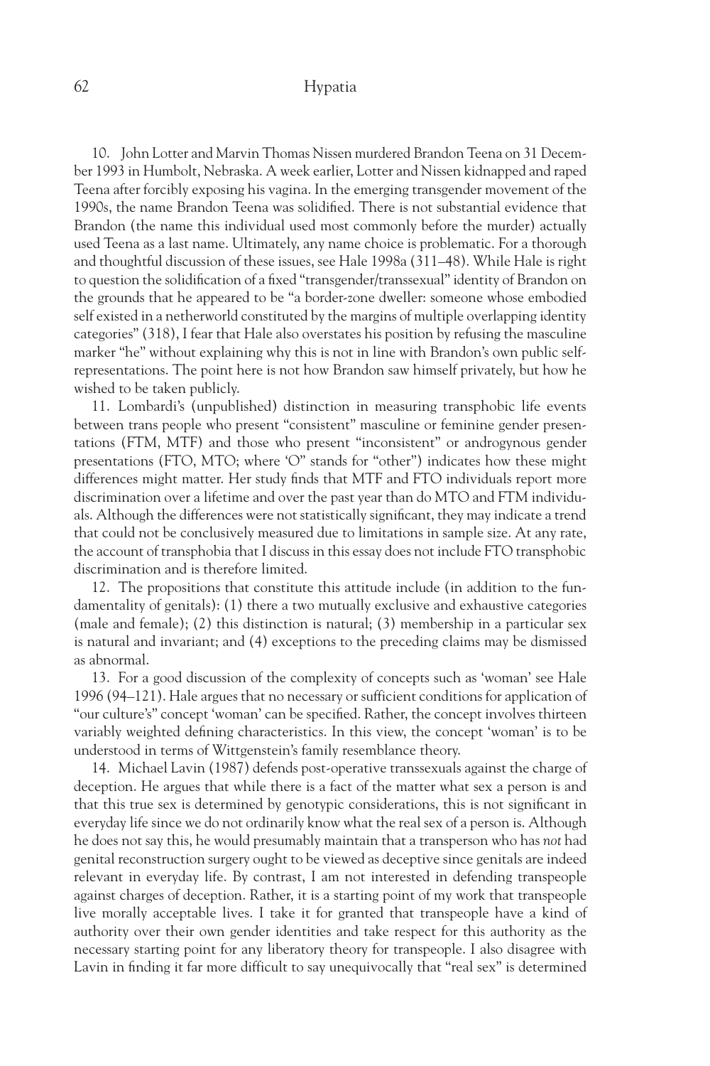10. John Lotter and Marvin Thomas Nissen murdered Brandon Teena on 31 December 1993 in Humbolt, Nebraska. A week earlier, Lotter and Nissen kidnapped and raped Teena after forcibly exposing his vagina. In the emerging transgender movement of the 1990s, the name Brandon Teena was solidified. There is not substantial evidence that Brandon (the name this individual used most commonly before the murder) actually used Teena as a last name. Ultimately, any name choice is problematic. For a thorough and thoughtful discussion of these issues, see Hale 1998a (311–48). While Hale is right to question the solidification of a fixed "transgender/transsexual" identity of Brandon on the grounds that he appeared to be "a border-zone dweller: someone whose embodied self existed in a netherworld constituted by the margins of multiple overlapping identity categories" (318), I fear that Hale also overstates his position by refusing the masculine marker "he" without explaining why this is not in line with Brandon's own public self-representations. The point here is not how Brandon saw himself privately, but how he wished to be taken publicly.

11. Lombardi's (unpublished) distinction in measuring transphobic life events between trans people who present "consistent" masculine or feminine gender presentations (FTM, MTF) and those who present "inconsistent" or androgynous gender presentations (FTO, MTO; where 'O" stands for "other") indicates how these might differences might matter. Her study finds that MTF and FTO individuals report more discrimination over a lifetime and over the past year than do MTO and FTM individuals. Although the differences were not statistically significant, they may indicate a trend that could not be conclusively measured due to limitations in sample size. At any rate, the account of transphobia that I discuss in this essay does not include FTO transphobic discrimination and is therefore limited.

12. The propositions that constitute this attitude include (in addition to the fundamentality of genitals): (1) there a two mutually exclusive and exhaustive categories (male and female); (2) this distinction is natural; (3) membership in a particular sex is natural and invariant; and (4) exceptions to the preceding claims may be dismissed as abnormal.

13. For a good discussion of the complexity of concepts such as 'woman' see Hale 1996 (94–121). Hale argues that no necessary or sufficient conditions for application of "our culture's" concept 'woman' can be specified. Rather, the concept involves thirteen variably weighted defining characteristics. In this view, the concept 'woman' is to be understood in terms of Wittgenstein's family resemblance theory.

14. Michael Lavin (1987) defends post-operative transsexuals against the charge of deception. He argues that while there is a fact of the matter what sex a person is and that this true sex is determined by genotypic considerations, this is not significant in everyday life since we do not ordinarily know what the real sex of a person is. Although he does not say this, he would presumably maintain that a transperson who has *not* had genital reconstruction surgery ought to be viewed as deceptive since genitals are indeed relevant in everyday life. By contrast, I am not interested in defending transpeople against charges of deception. Rather, it is a starting point of my work that transpeople live morally acceptable lives. I take it for granted that transpeople have a kind of authority over their own gender identities and take respect for this authority as the necessary starting point for any liberatory theory for transpeople. I also disagree with Lavin in finding it far more difficult to say unequivocally that "real sex" is determined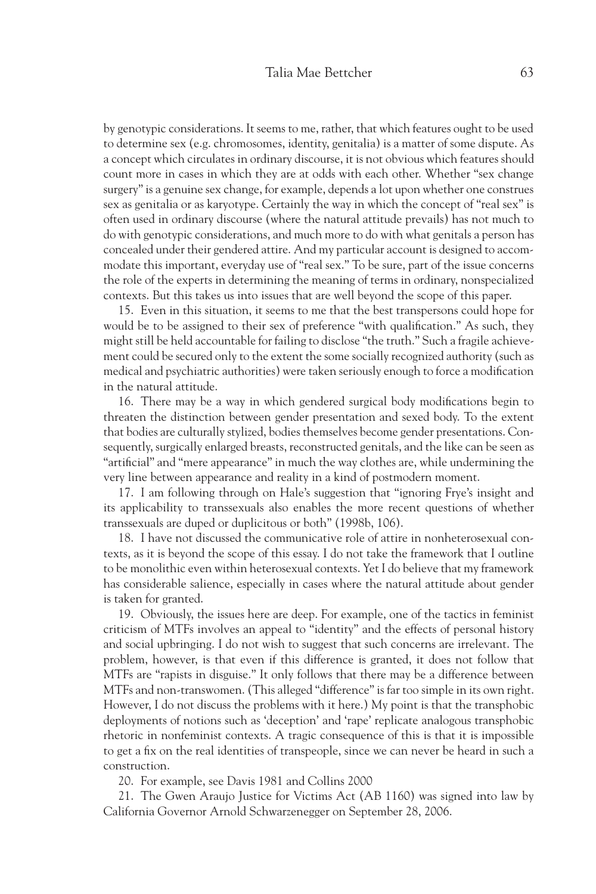by genotypic considerations. It seems to me, rather, that which features ought to be used to determine sex (e.g. chromosomes, identity, genitalia) is a matter of some dispute. As a concept which circulates in ordinary discourse, it is not obvious which features should count more in cases in which they are at odds with each other. Whether "sex change surgery" is a genuine sex change, for example, depends a lot upon whether one construes sex as genitalia or as karyotype. Certainly the way in which the concept of "real sex" is often used in ordinary discourse (where the natural attitude prevails) has not much to do with genotypic considerations, and much more to do with what genitals a person has concealed under their gendered attire. And my particular account is designed to accommodate this important, everyday use of "real sex." To be sure, part of the issue concerns the role of the experts in determining the meaning of terms in ordinary, nonspecialized contexts. But this takes us into issues that are well beyond the scope of this paper.

15. Even in this situation, it seems to me that the best transpersons could hope for would be to be assigned to their sex of preference "with qualification." As such, they might still be held accountable for failing to disclose "the truth." Such a fragile achievement could be secured only to the extent the some socially recognized authority (such as medical and psychiatric authorities) were taken seriously enough to force a modification in the natural attitude.

16. There may be a way in which gendered surgical body modifications begin to threaten the distinction between gender presentation and sexed body. To the extent that bodies are culturally stylized, bodies themselves become gender presentations. Consequently, surgically enlarged breasts, reconstructed genitals, and the like can be seen as "artificial" and "mere appearance" in much the way clothes are, while undermining the very line between appearance and reality in a kind of postmodern moment.

17. I am following through on Hale's suggestion that "ignoring Frye's insight and its applicability to transsexuals also enables the more recent questions of whether transsexuals are duped or duplicitous or both" (1998b, 106).

18. I have not discussed the communicative role of attire in nonheterosexual contexts, as it is beyond the scope of this essay. I do not take the framework that I outline to be monolithic even within heterosexual contexts. Yet I do believe that my framework has considerable salience, especially in cases where the natural attitude about gender is taken for granted.

19. Obviously, the issues here are deep. For example, one of the tactics in feminist criticism of MTFs involves an appeal to "identity" and the effects of personal history and social upbringing. I do not wish to suggest that such concerns are irrelevant. The problem, however, is that even if this difference is granted, it does not follow that MTFs are "rapists in disguise." It only follows that there may be a difference between MTFs and non-transwomen. (This alleged "difference" is far too simple in its own right. However, I do not discuss the problems with it here.) My point is that the transphobic deployments of notions such as 'deception' and 'rape' replicate analogous transphobic rhetoric in nonfeminist contexts. A tragic consequence of this is that it is impossible to get a fix on the real identities of transpeople, since we can never be heard in such a construction.

20. For example, see Davis 1981 and Collins 2000

21. The Gwen Araujo Justice for Victims Act (AB 1160) was signed into law by California Governor Arnold Schwarzenegger on September 28, 2006.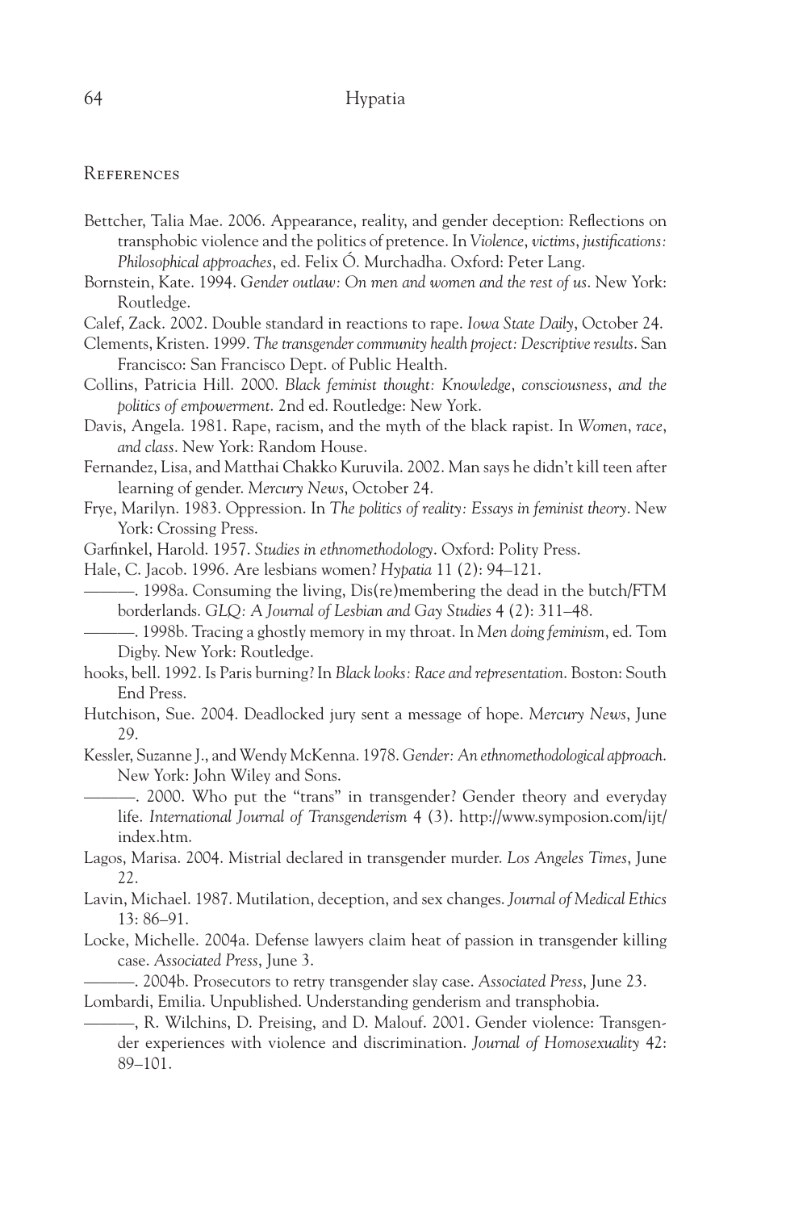## References

Bettcher, Talia Mae. 2006. Appearance, reality, and gender deception: Reflections on transphobic violence and the politics of pretence. In *Violence, victims, justifications: Philosophical approaches*, ed. Felix Ó. Murchadha. Oxford: Peter Lang.

Bornstein, Kate. 1994. *Gender outlaw: On men and women and the rest of us*. New York: Routledge.

Calef, Zack. 2002. Double standard in reactions to rape. *Iowa State Daily*, October 24.

Clements, Kristen. 1999. *The transgender community health project: Descriptive results*. San Francisco: San Francisco Dept. of Public Health.

Collins, Patricia Hill. 2000. *Black feminist thought: Knowledge, consciousness, and the politics of empowerment*. 2nd ed. Routledge: New York.

Davis, Angela. 1981. Rape, racism, and the myth of the black rapist. In *Women, race, and class*. New York: Random House.

Fernandez, Lisa, and Matthai Chakko Kuruvila. 2002. Man says he didn't kill teen after learning of gender. *Mercury News*, October 24.

Frye, Marilyn. 1983. Oppression. In *The politics of reality: Essays in feminist theory*. New York: Crossing Press.

Garfinkel, Harold. 1957. *Studies in ethnomethodology*. Oxford: Polity Press.

Hale, C. Jacob. 1996. Are lesbians women? *Hypatia* 11 (2): 94–121.

———. 1998a. Consuming the living, Dis(re)membering the dead in the butch/FTM borderlands. *GLQ: A Journal of Lesbian and Gay Studies* 4 (2): 311–48.

———. 1998b. Tracing a ghostly memory in my throat. In *Men doing feminism*, ed. Tom Digby. New York: Routledge.

hooks, bell. 1992. Is Paris burning? In *Black looks: Race and representation*. Boston: South End Press.

Hutchison, Sue. 2004. Deadlocked jury sent a message of hope. *Mercury News*, June 29.

Kessler, Suzanne J., and Wendy McKenna. 1978. *Gender: An ethnomethodological approach*. New York: John Wiley and Sons.

———. 2000. Who put the "trans" in transgender? Gender theory and everyday life. *International Journal of Transgenderism* 4 (3). http://www.symposion.com/ijt/index.htm.

Lagos, Marisa. 2004. Mistrial declared in transgender murder. *Los Angeles Times*, June 22.

Lavin, Michael. 1987. Mutilation, deception, and sex changes. *Journal of Medical Ethics* 13: 86–91.

Locke, Michelle. 2004a. Defense lawyers claim heat of passion in transgender killing case. *Associated Press*, June 3.

———. 2004b. Prosecutors to retry transgender slay case. *Associated Press*, June 23.

Lombardi, Emilia. Unpublished. Understanding genderism and transphobia.

———, R. Wilchins, D. Preising, and D. Malouf. 2001. Gender violence: Transgender experiences with violence and discrimination. *Journal of Homosexuality* 42: 89–101.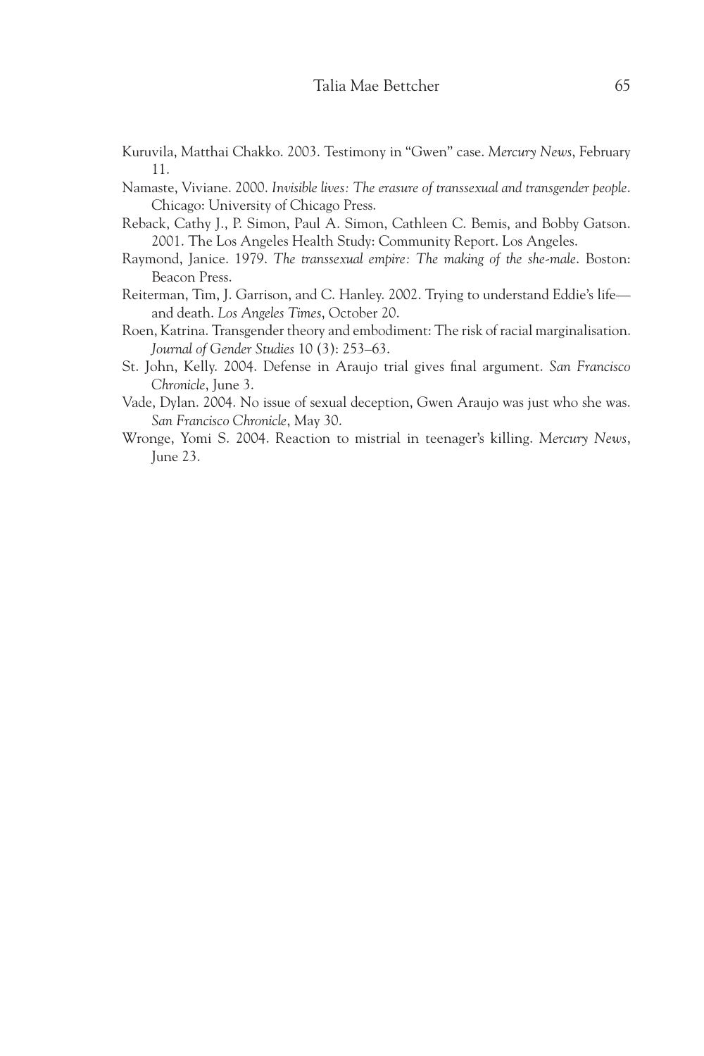Kuruvila, Matthai Chakko. 2003. Testimony in "Gwen" case. *Mercury News*, February 11.

Namaste, Viviane. 2000. *Invisible lives: The erasure of transsexual and transgender people*. Chicago: University of Chicago Press.

Reback, Cathy J., P. Simon, Paul A. Simon, Cathleen C. Bemis, and Bobby Gatson. 2001. The Los Angeles Health Study: Community Report. Los Angeles.

Raymond, Janice. 1979. *The transsexual empire: The making of the she-male*. Boston: Beacon Press.

Reiterman, Tim, J. Garrison, and C. Hanley. 2002. Trying to understand Eddie's life—and death. *Los Angeles Times*, October 20.

Roen, Katrina. Transgender theory and embodiment: The risk of racial marginalisation. *Journal of Gender Studies* 10 (3): 253–63.

St. John, Kelly. 2004. Defense in Araujo trial gives final argument. *San Francisco Chronicle*, June 3.

Vade, Dylan. 2004. No issue of sexual deception, Gwen Araujo was just who she was. *San Francisco Chronicle*, May 30.

Wronge, Yomi S. 2004. Reaction to mistrial in teenager's killing. *Mercury News*, June 23.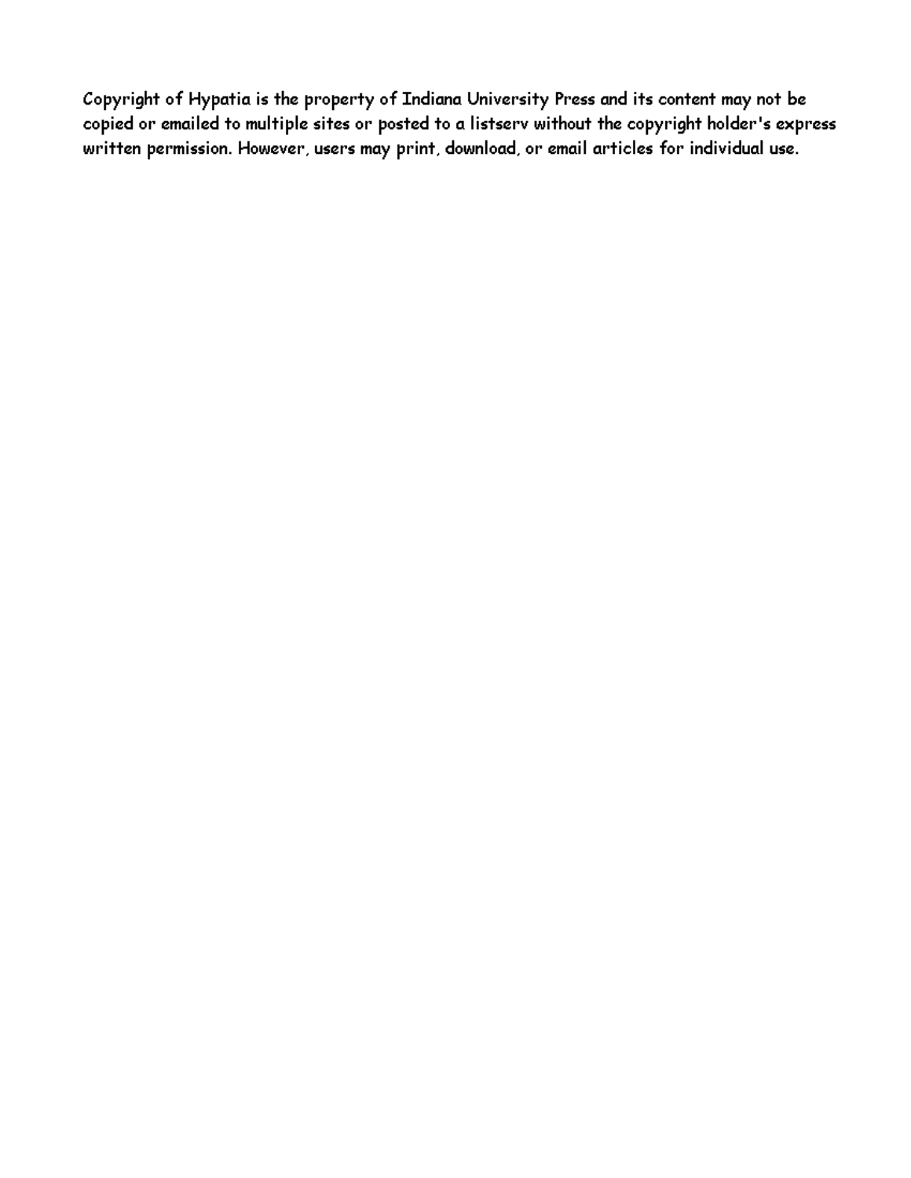Copyright of Hypatia is the property of Indiana University Press and its content may not be copied or emailed to multiple sites or posted to a listserv without the copyright holder's express written permission. However, users may print, download, or email articles for individual use.